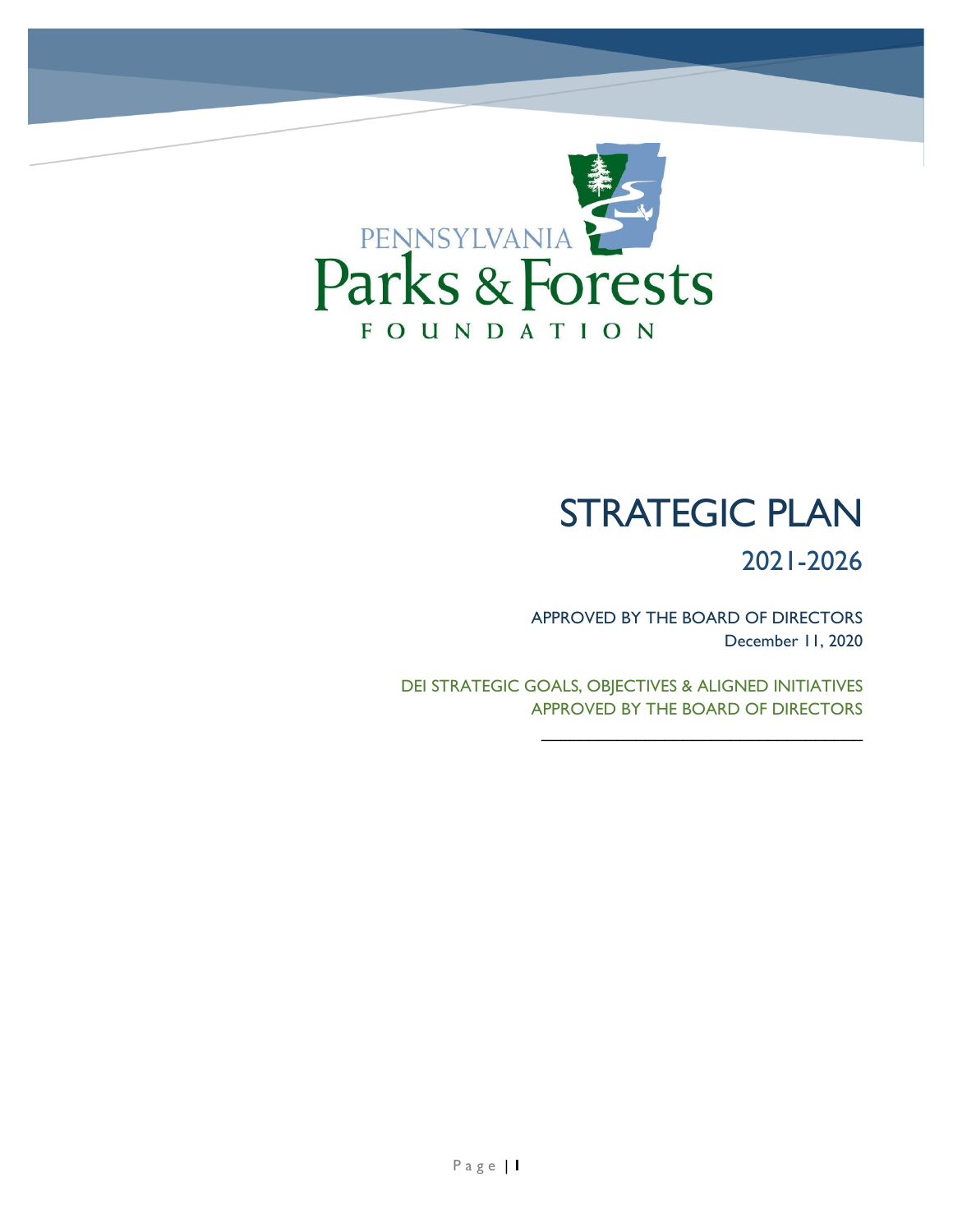PENNSYLVANIA

# Parks & Forests

FOUNDATION

# STRATEGIC PLAN

## 2021-2026

APPROVED BY THE BOARD OF DIRECTORS
December 11, 2020

DEI STRATEGIC GOALS, OBJECTIVES & ALIGNED INITIATIVES
APPROVED BY THE BOARD OF DIRECTORS
___________________________________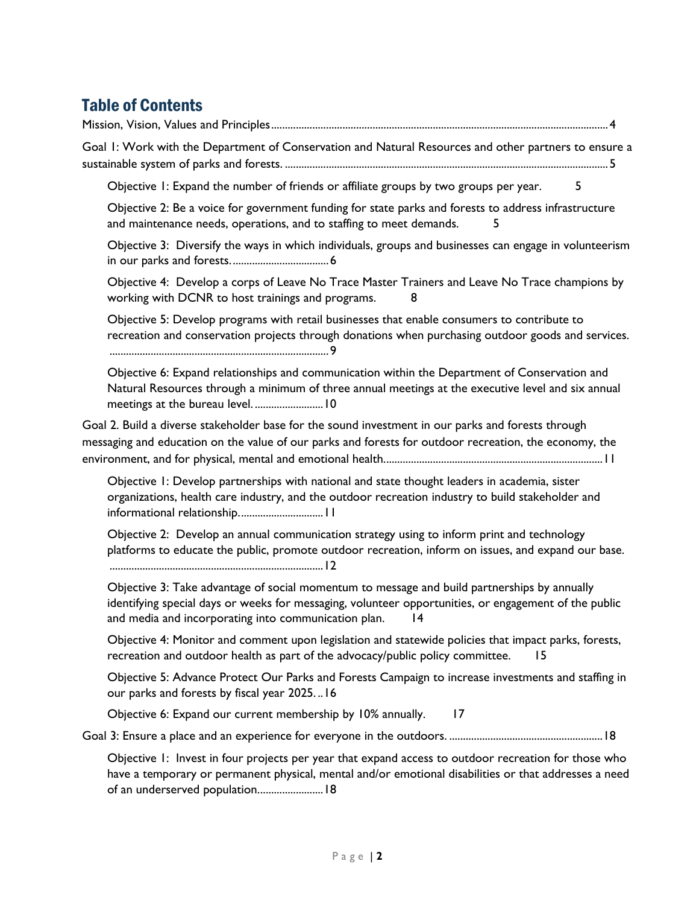## Table of Contents

Mission, Vision, Values and Principles .......... 4

Goal 1: Work with the Department of Conservation and Natural Resources and other partners to ensure a sustainable system of parks and forests. .......... 5

- Objective 1: Expand the number of friends or affiliate groups by two groups per year. 5
- Objective 2: Be a voice for government funding for state parks and forests to address infrastructure and maintenance needs, operations, and to staffing to meet demands. 5
- Objective 3: Diversify the ways in which individuals, groups and businesses can engage in volunteerism in our parks and forests. .......... 6
- Objective 4: Develop a corps of Leave No Trace Master Trainers and Leave No Trace champions by working with DCNR to host trainings and programs. 8
- Objective 5: Develop programs with retail businesses that enable consumers to contribute to recreation and conservation projects through donations when purchasing outdoor goods and services. .......... 9
- Objective 6: Expand relationships and communication within the Department of Conservation and Natural Resources through a minimum of three annual meetings at the executive level and six annual meetings at the bureau level. .......... 10

Goal 2. Build a diverse stakeholder base for the sound investment in our parks and forests through messaging and education on the value of our parks and forests for outdoor recreation, the economy, the environment, and for physical, mental and emotional health. .......... 11

- Objective 1: Develop partnerships with national and state thought leaders in academia, sister organizations, health care industry, and the outdoor recreation industry to build stakeholder and informational relationship. .......... 11
- Objective 2: Develop an annual communication strategy using to inform print and technology platforms to educate the public, promote outdoor recreation, inform on issues, and expand our base. .......... 12
- Objective 3: Take advantage of social momentum to message and build partnerships by annually identifying special days or weeks for messaging, volunteer opportunities, or engagement of the public and media and incorporating into communication plan. 14
- Objective 4: Monitor and comment upon legislation and statewide policies that impact parks, forests, recreation and outdoor health as part of the advocacy/public policy committee. 15
- Objective 5: Advance Protect Our Parks and Forests Campaign to increase investments and staffing in our parks and forests by fiscal year 2025. .. 16
- Objective 6: Expand our current membership by 10% annually. 17

Goal 3: Ensure a place and an experience for everyone in the outdoors. .......... 18

- Objective 1: Invest in four projects per year that expand access to outdoor recreation for those who have a temporary or permanent physical, mental and/or emotional disabilities or that addresses a need of an underserved population. .......... 18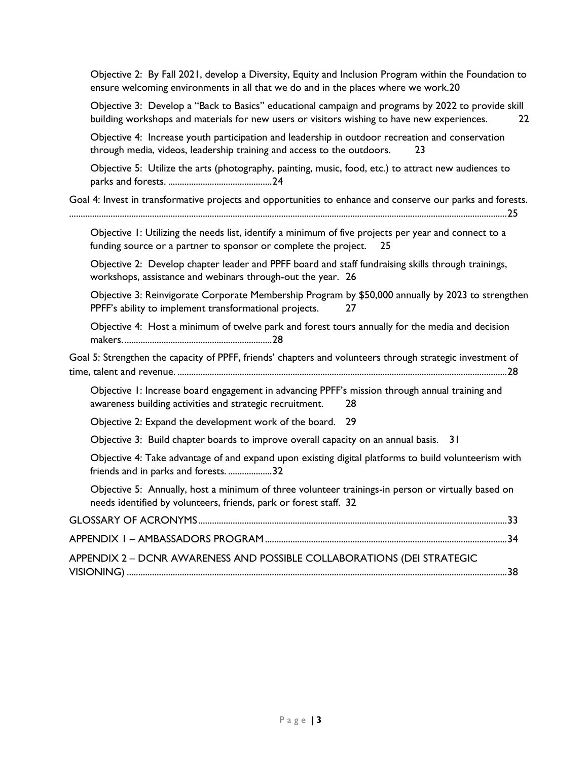Objective 2: By Fall 2021, develop a Diversity, Equity and Inclusion Program within the Foundation to ensure welcoming environments in all that we do and in the places where we work.20

Objective 3: Develop a "Back to Basics" educational campaign and programs by 2022 to provide skill building workshops and materials for new users or visitors wishing to have new experiences. 22

Objective 4: Increase youth participation and leadership in outdoor recreation and conservation through media, videos, leadership training and access to the outdoors. 23

Objective 5: Utilize the arts (photography, painting, music, food, etc.) to attract new audiences to parks and forests. ............................................24

Goal 4: Invest in transformative projects and opportunities to enhance and conserve our parks and forests. ....................................................................................................................................................................25

Objective 1: Utilizing the needs list, identify a minimum of five projects per year and connect to a funding source or a partner to sponsor or complete the project. 25

Objective 2: Develop chapter leader and PPFF board and staff fundraising skills through trainings, workshops, assistance and webinars through-out the year. 26

Objective 3: Reinvigorate Corporate Membership Program by $50,000 annually by 2023 to strengthen PPFF's ability to implement transformational projects. 27

Objective 4: Host a minimum of twelve park and forest tours annually for the media and decision makers. ...............................................................28

Goal 5: Strengthen the capacity of PPFF, friends' chapters and volunteers through strategic investment of time, talent and revenue. ............................................................................................................................28

Objective 1: Increase board engagement in advancing PPFF's mission through annual training and awareness building activities and strategic recruitment. 28

Objective 2: Expand the development work of the board. 29

Objective 3: Build chapter boards to improve overall capacity on an annual basis. 31

Objective 4: Take advantage of and expand upon existing digital platforms to build volunteerism with friends and in parks and forests. ...................32

Objective 5: Annually, host a minimum of three volunteer trainings-in person or virtually based on needs identified by volunteers, friends, park or forest staff. 32

GLOSSARY OF ACRONYMS....................................................................................................................................33

APPENDIX 1 – AMBASSADORS PROGRAM........................................................................................................34

APPENDIX 2 – DCNR AWARENESS AND POSSIBLE COLLABORATIONS (DEI STRATEGIC VISIONING) ..................................................................................................................................................................38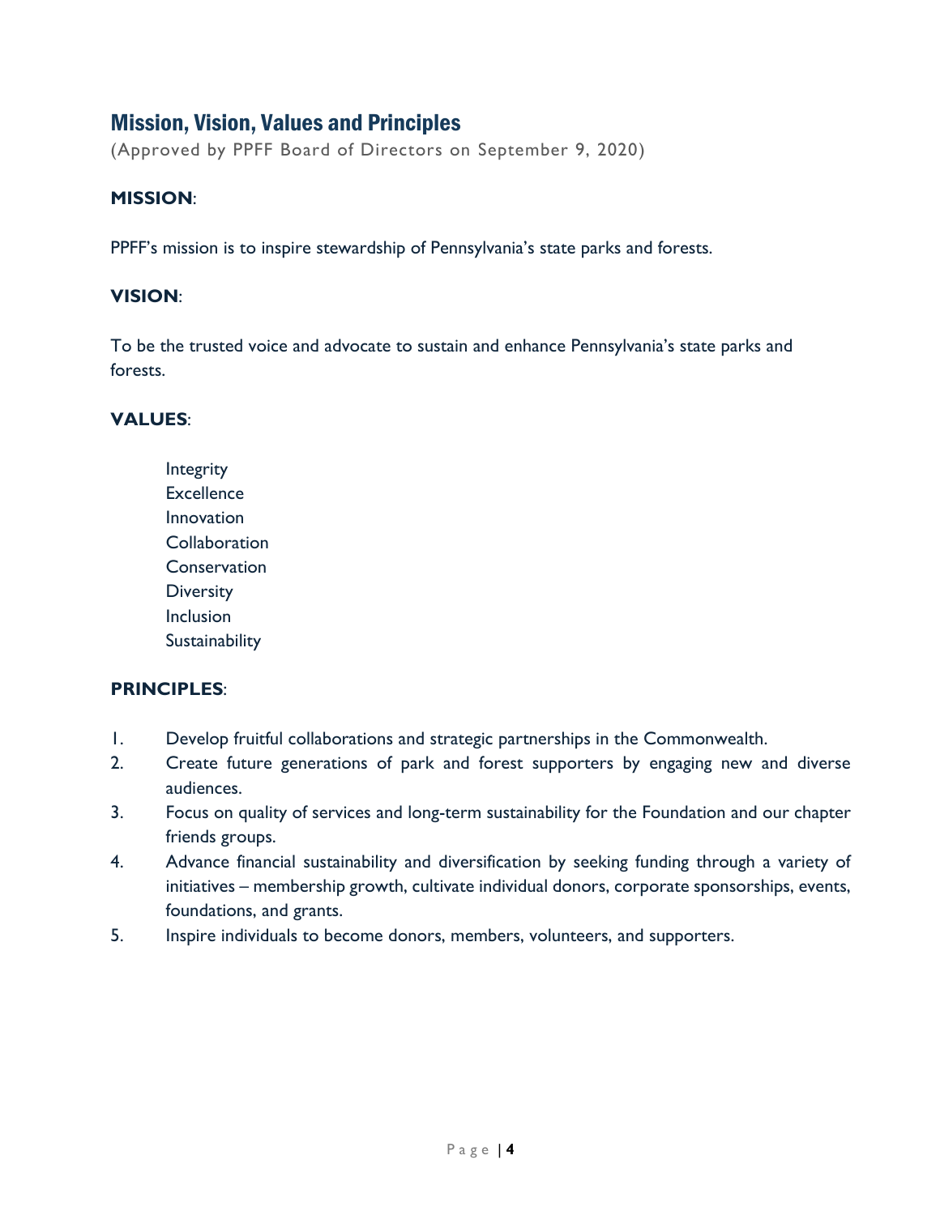## Mission, Vision, Values and Principles

(Approved by PPFF Board of Directors on September 9, 2020)

**MISSION**:

PPFF's mission is to inspire stewardship of Pennsylvania's state parks and forests.

**VISION**:

To be the trusted voice and advocate to sustain and enhance Pennsylvania's state parks and forests.

**VALUES**:

- Integrity
- Excellence
- Innovation
- Collaboration
- Conservation
- Diversity
- Inclusion
- Sustainability

**PRINCIPLES**:

1. Develop fruitful collaborations and strategic partnerships in the Commonwealth.
2. Create future generations of park and forest supporters by engaging new and diverse audiences.
3. Focus on quality of services and long-term sustainability for the Foundation and our chapter friends groups.
4. Advance financial sustainability and diversification by seeking funding through a variety of initiatives – membership growth, cultivate individual donors, corporate sponsorships, events, foundations, and grants.
5. Inspire individuals to become donors, members, volunteers, and supporters.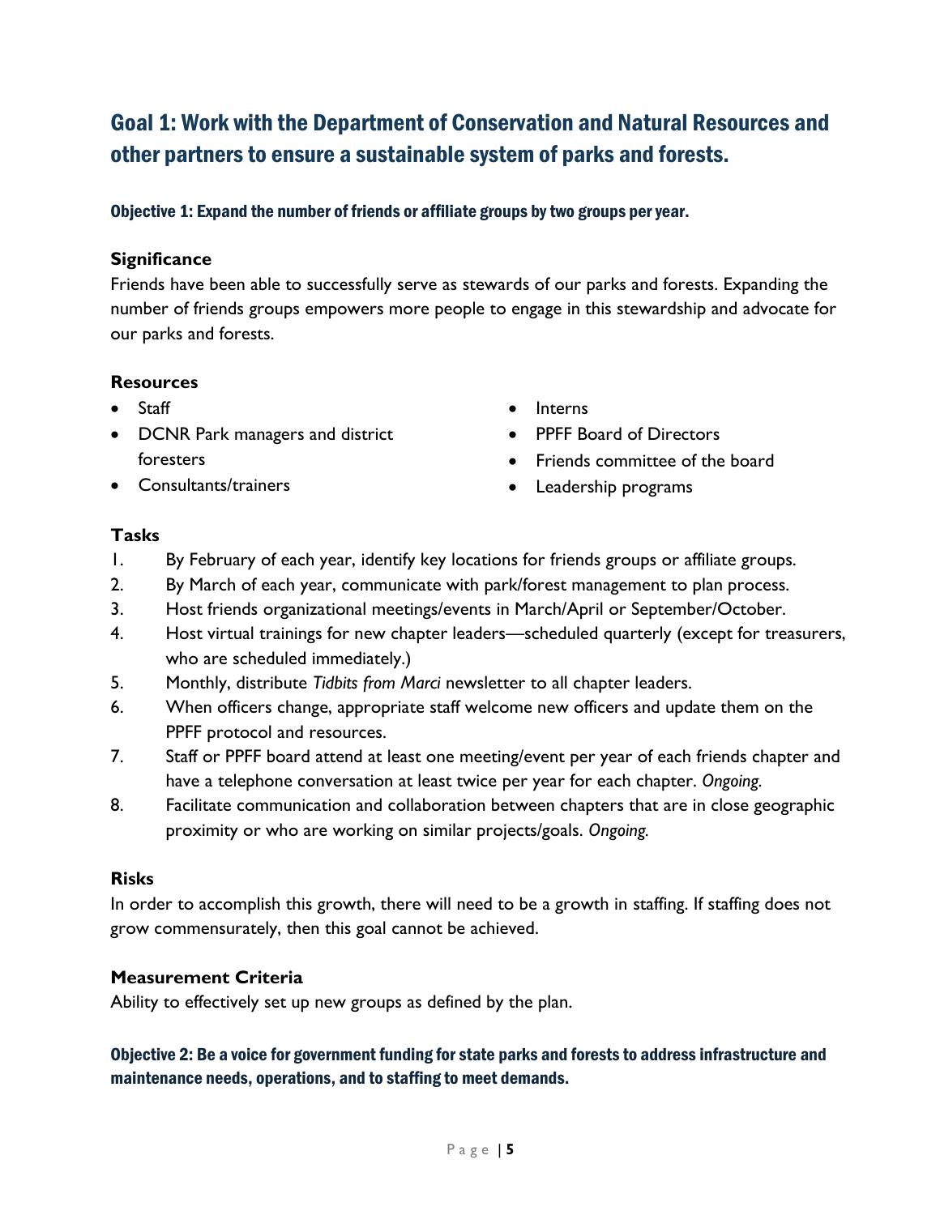## Goal 1: Work with the Department of Conservation and Natural Resources and other partners to ensure a sustainable system of parks and forests.

### Objective 1: Expand the number of friends or affiliate groups by two groups per year.

**Significance**

Friends have been able to successfully serve as stewards of our parks and forests. Expanding the number of friends groups empowers more people to engage in this stewardship and advocate for our parks and forests.

**Resources**

- Staff
- DCNR Park managers and district foresters
- Consultants/trainers
- Interns
- PPFF Board of Directors
- Friends committee of the board
- Leadership programs

**Tasks**

1. By February of each year, identify key locations for friends groups or affiliate groups.
2. By March of each year, communicate with park/forest management to plan process.
3. Host friends organizational meetings/events in March/April or September/October.
4. Host virtual trainings for new chapter leaders—scheduled quarterly (except for treasurers, who are scheduled immediately.)
5. Monthly, distribute *Tidbits from Marci* newsletter to all chapter leaders.
6. When officers change, appropriate staff welcome new officers and update them on the PPFF protocol and resources.
7. Staff or PPFF board attend at least one meeting/event per year of each friends chapter and have a telephone conversation at least twice per year for each chapter. *Ongoing.*
8. Facilitate communication and collaboration between chapters that are in close geographic proximity or who are working on similar projects/goals. *Ongoing.*

**Risks**

In order to accomplish this growth, there will need to be a growth in staffing. If staffing does not grow commensurately, then this goal cannot be achieved.

**Measurement Criteria**

Ability to effectively set up new groups as defined by the plan.

### Objective 2: Be a voice for government funding for state parks and forests to address infrastructure and maintenance needs, operations, and to staffing to meet demands.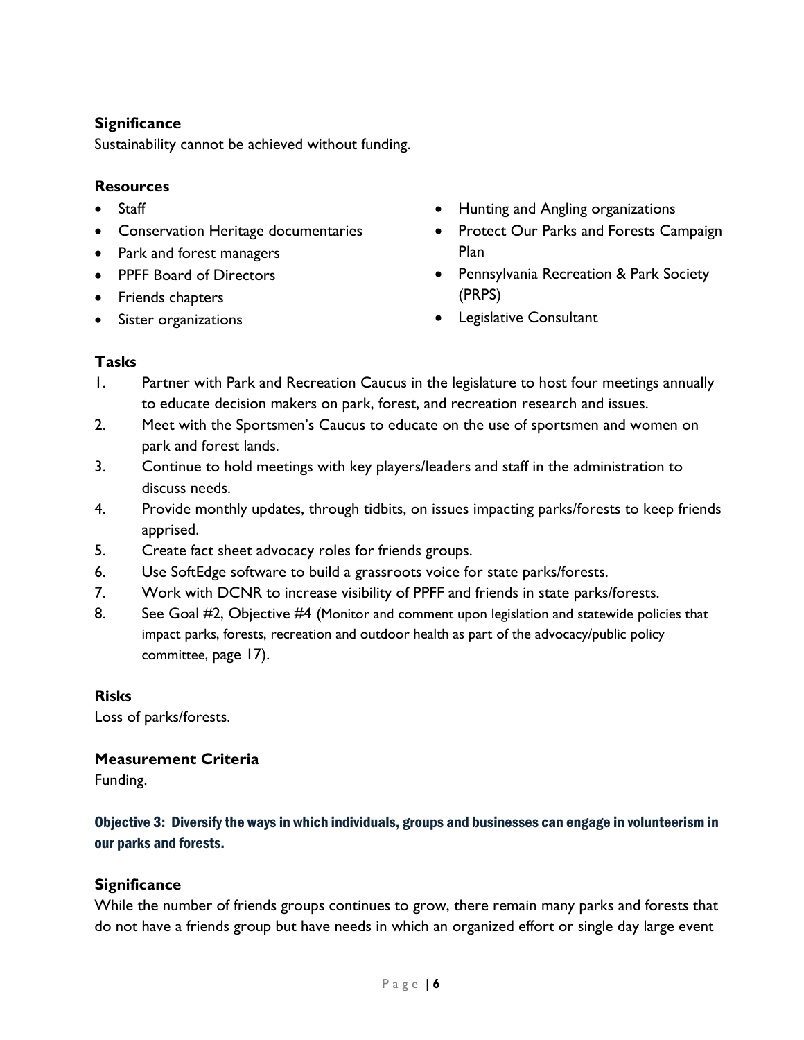**Significance**

Sustainability cannot be achieved without funding.

**Resources**

- Staff
- Conservation Heritage documentaries
- Park and forest managers
- PPFF Board of Directors
- Friends chapters
- Sister organizations
- Hunting and Angling organizations
- Protect Our Parks and Forests Campaign Plan
- Pennsylvania Recreation & Park Society (PRPS)
- Legislative Consultant

**Tasks**

1. Partner with Park and Recreation Caucus in the legislature to host four meetings annually to educate decision makers on park, forest, and recreation research and issues.
2. Meet with the Sportsmen's Caucus to educate on the use of sportsmen and women on park and forest lands.
3. Continue to hold meetings with key players/leaders and staff in the administration to discuss needs.
4. Provide monthly updates, through tidbits, on issues impacting parks/forests to keep friends apprised.
5. Create fact sheet advocacy roles for friends groups.
6. Use SoftEdge software to build a grassroots voice for state parks/forests.
7. Work with DCNR to increase visibility of PPFF and friends in state parks/forests.
8. See Goal #2, Objective #4 (Monitor and comment upon legislation and statewide policies that impact parks, forests, recreation and outdoor health as part of the advocacy/public policy committee, page 17).

**Risks**

Loss of parks/forests.

**Measurement Criteria**

Funding.

### Objective 3: Diversify the ways in which individuals, groups and businesses can engage in volunteerism in our parks and forests.

**Significance**

While the number of friends groups continues to grow, there remain many parks and forests that do not have a friends group but have needs in which an organized effort or single day large event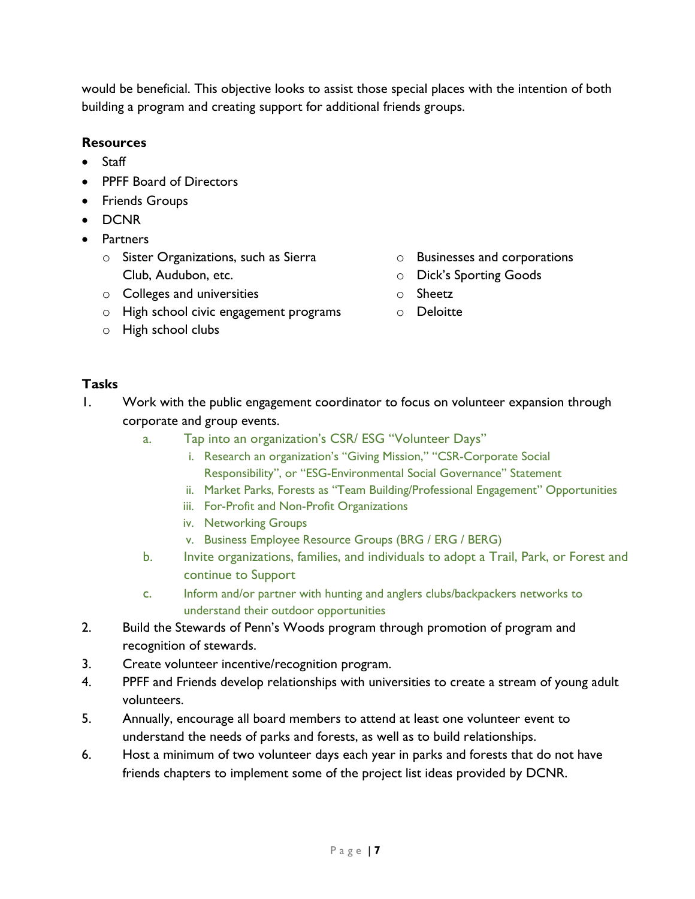would be beneficial. This objective looks to assist those special places with the intention of both building a program and creating support for additional friends groups.

**Resources**

- Staff
- PPFF Board of Directors
- Friends Groups
- DCNR
- Partners
  - Sister Organizations, such as Sierra Club, Audubon, etc.
  - Colleges and universities
  - High school civic engagement programs
  - High school clubs
  - Businesses and corporations
  - Dick's Sporting Goods
  - Sheetz
  - Deloitte

**Tasks**

1. Work with the public engagement coordinator to focus on volunteer expansion through corporate and group events.
   a. Tap into an organization's CSR/ ESG "Volunteer Days"
      i. Research an organization's "Giving Mission," "CSR-Corporate Social Responsibility", or "ESG-Environmental Social Governance" Statement
      ii. Market Parks, Forests as "Team Building/Professional Engagement" Opportunities
      iii. For-Profit and Non-Profit Organizations
      iv. Networking Groups
      v. Business Employee Resource Groups (BRG / ERG / BERG)
   b. Invite organizations, families, and individuals to adopt a Trail, Park, or Forest and continue to Support
   c. Inform and/or partner with hunting and anglers clubs/backpackers networks to understand their outdoor opportunities
2. Build the Stewards of Penn's Woods program through promotion of program and recognition of stewards.
3. Create volunteer incentive/recognition program.
4. PPFF and Friends develop relationships with universities to create a stream of young adult volunteers.
5. Annually, encourage all board members to attend at least one volunteer event to understand the needs of parks and forests, as well as to build relationships.
6. Host a minimum of two volunteer days each year in parks and forests that do not have friends chapters to implement some of the project list ideas provided by DCNR.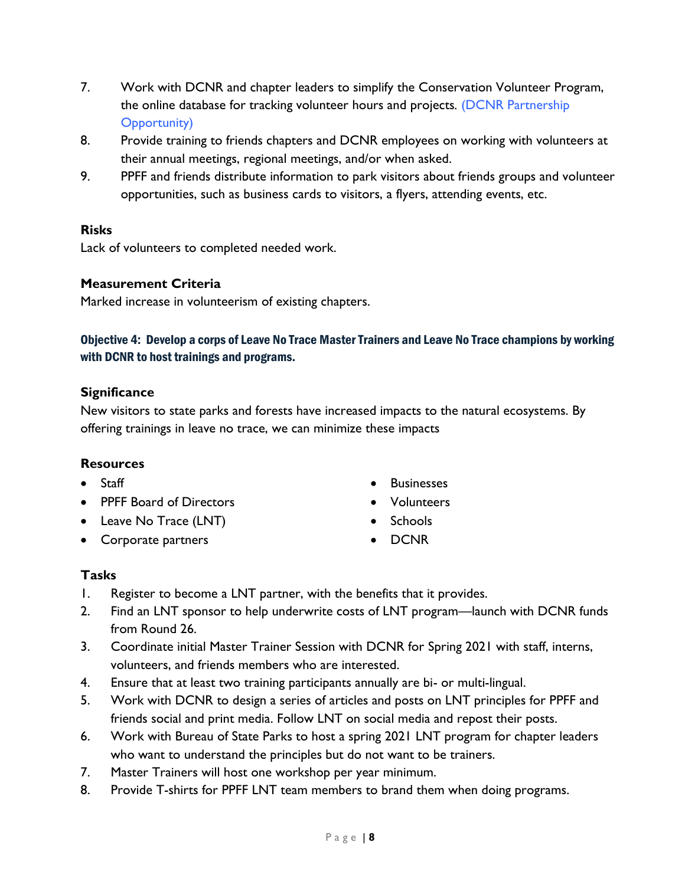7. Work with DCNR and chapter leaders to simplify the Conservation Volunteer Program, the online database for tracking volunteer hours and projects. (DCNR Partnership Opportunity)
8. Provide training to friends chapters and DCNR employees on working with volunteers at their annual meetings, regional meetings, and/or when asked.
9. PPFF and friends distribute information to park visitors about friends groups and volunteer opportunities, such as business cards to visitors, a flyers, attending events, etc.

**Risks**

Lack of volunteers to completed needed work.

**Measurement Criteria**

Marked increase in volunteerism of existing chapters.

### Objective 4: Develop a corps of Leave No Trace Master Trainers and Leave No Trace champions by working with DCNR to host trainings and programs.

**Significance**

New visitors to state parks and forests have increased impacts to the natural ecosystems. By offering trainings in leave no trace, we can minimize these impacts

**Resources**

- Staff
- PPFF Board of Directors
- Leave No Trace (LNT)
- Corporate partners
- Businesses
- Volunteers
- Schools
- DCNR

**Tasks**

1. Register to become a LNT partner, with the benefits that it provides.
2. Find an LNT sponsor to help underwrite costs of LNT program—launch with DCNR funds from Round 26.
3. Coordinate initial Master Trainer Session with DCNR for Spring 2021 with staff, interns, volunteers, and friends members who are interested.
4. Ensure that at least two training participants annually are bi- or multi-lingual.
5. Work with DCNR to design a series of articles and posts on LNT principles for PPFF and friends social and print media. Follow LNT on social media and repost their posts.
6. Work with Bureau of State Parks to host a spring 2021 LNT program for chapter leaders who want to understand the principles but do not want to be trainers.
7. Master Trainers will host one workshop per year minimum.
8. Provide T-shirts for PPFF LNT team members to brand them when doing programs.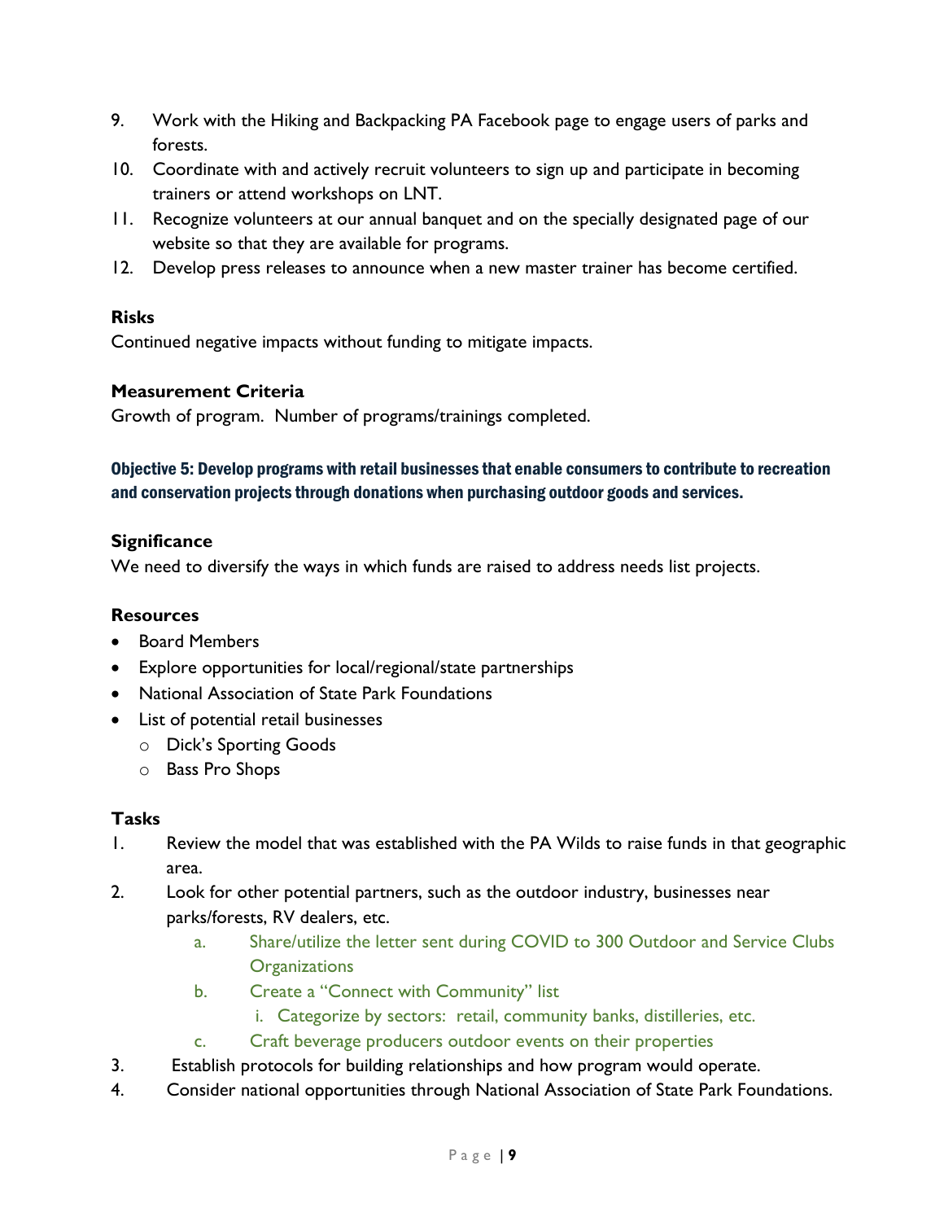9. Work with the Hiking and Backpacking PA Facebook page to engage users of parks and forests.
10. Coordinate with and actively recruit volunteers to sign up and participate in becoming trainers or attend workshops on LNT.
11. Recognize volunteers at our annual banquet and on the specially designated page of our website so that they are available for programs.
12. Develop press releases to announce when a new master trainer has become certified.

**Risks**

Continued negative impacts without funding to mitigate impacts.

**Measurement Criteria**

Growth of program. Number of programs/trainings completed.

### Objective 5: Develop programs with retail businesses that enable consumers to contribute to recreation and conservation projects through donations when purchasing outdoor goods and services.

**Significance**

We need to diversify the ways in which funds are raised to address needs list projects.

**Resources**

- Board Members
- Explore opportunities for local/regional/state partnerships
- National Association of State Park Foundations
- List of potential retail businesses
  - Dick's Sporting Goods
  - Bass Pro Shops

**Tasks**

1. Review the model that was established with the PA Wilds to raise funds in that geographic area.
2. Look for other potential partners, such as the outdoor industry, businesses near parks/forests, RV dealers, etc.
   a. Share/utilize the letter sent during COVID to 300 Outdoor and Service Clubs Organizations
   b. Create a "Connect with Community" list
      i. Categorize by sectors: retail, community banks, distilleries, etc.
   c. Craft beverage producers outdoor events on their properties
3. Establish protocols for building relationships and how program would operate.
4. Consider national opportunities through National Association of State Park Foundations.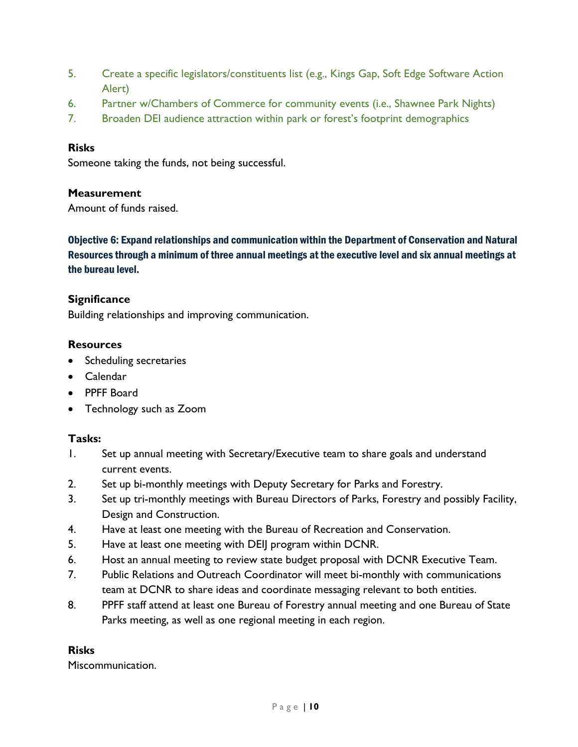5. Create a specific legislators/constituents list (e.g., Kings Gap, Soft Edge Software Action Alert)
6. Partner w/Chambers of Commerce for community events (i.e., Shawnee Park Nights)
7. Broaden DEI audience attraction within park or forest's footprint demographics

**Risks**

Someone taking the funds, not being successful.

**Measurement**

Amount of funds raised.

### Objective 6: Expand relationships and communication within the Department of Conservation and Natural Resources through a minimum of three annual meetings at the executive level and six annual meetings at the bureau level.

**Significance**

Building relationships and improving communication.

**Resources**

- Scheduling secretaries
- Calendar
- PPFF Board
- Technology such as Zoom

**Tasks:**

1. Set up annual meeting with Secretary/Executive team to share goals and understand current events.
2. Set up bi-monthly meetings with Deputy Secretary for Parks and Forestry.
3. Set up tri-monthly meetings with Bureau Directors of Parks, Forestry and possibly Facility, Design and Construction.
4. Have at least one meeting with the Bureau of Recreation and Conservation.
5. Have at least one meeting with DEIJ program within DCNR.
6. Host an annual meeting to review state budget proposal with DCNR Executive Team.
7. Public Relations and Outreach Coordinator will meet bi-monthly with communications team at DCNR to share ideas and coordinate messaging relevant to both entities.
8. PPFF staff attend at least one Bureau of Forestry annual meeting and one Bureau of State Parks meeting, as well as one regional meeting in each region.

**Risks**

Miscommunication.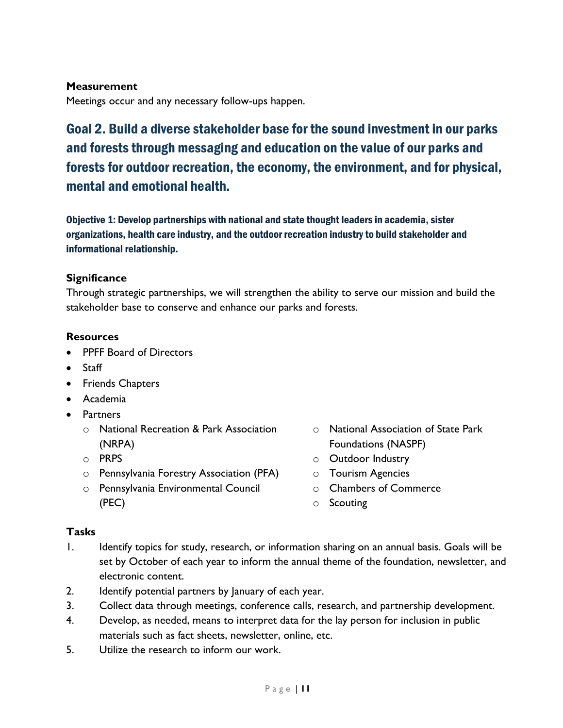### Measurement

Meetings occur and any necessary follow-ups happen.

## Goal 2. Build a diverse stakeholder base for the sound investment in our parks and forests through messaging and education on the value of our parks and forests for outdoor recreation, the economy, the environment, and for physical, mental and emotional health.

### Objective 1: Develop partnerships with national and state thought leaders in academia, sister organizations, health care industry, and the outdoor recreation industry to build stakeholder and informational relationship.

**Significance**

Through strategic partnerships, we will strengthen the ability to serve our mission and build the stakeholder base to conserve and enhance our parks and forests.

**Resources**

- PPFF Board of Directors
- Staff
- Friends Chapters
- Academia
- Partners
    - National Recreation & Park Association (NRPA)
    - PRPS
    - Pennsylvania Forestry Association (PFA)
    - Pennsylvania Environmental Council (PEC)
    - National Association of State Park Foundations (NASPF)
    - Outdoor Industry
    - Tourism Agencies
    - Chambers of Commerce
    - Scouting

**Tasks**

1. Identify topics for study, research, or information sharing on an annual basis. Goals will be set by October of each year to inform the annual theme of the foundation, newsletter, and electronic content.
2. Identify potential partners by January of each year.
3. Collect data through meetings, conference calls, research, and partnership development.
4. Develop, as needed, means to interpret data for the lay person for inclusion in public materials such as fact sheets, newsletter, online, etc.
5. Utilize the research to inform our work.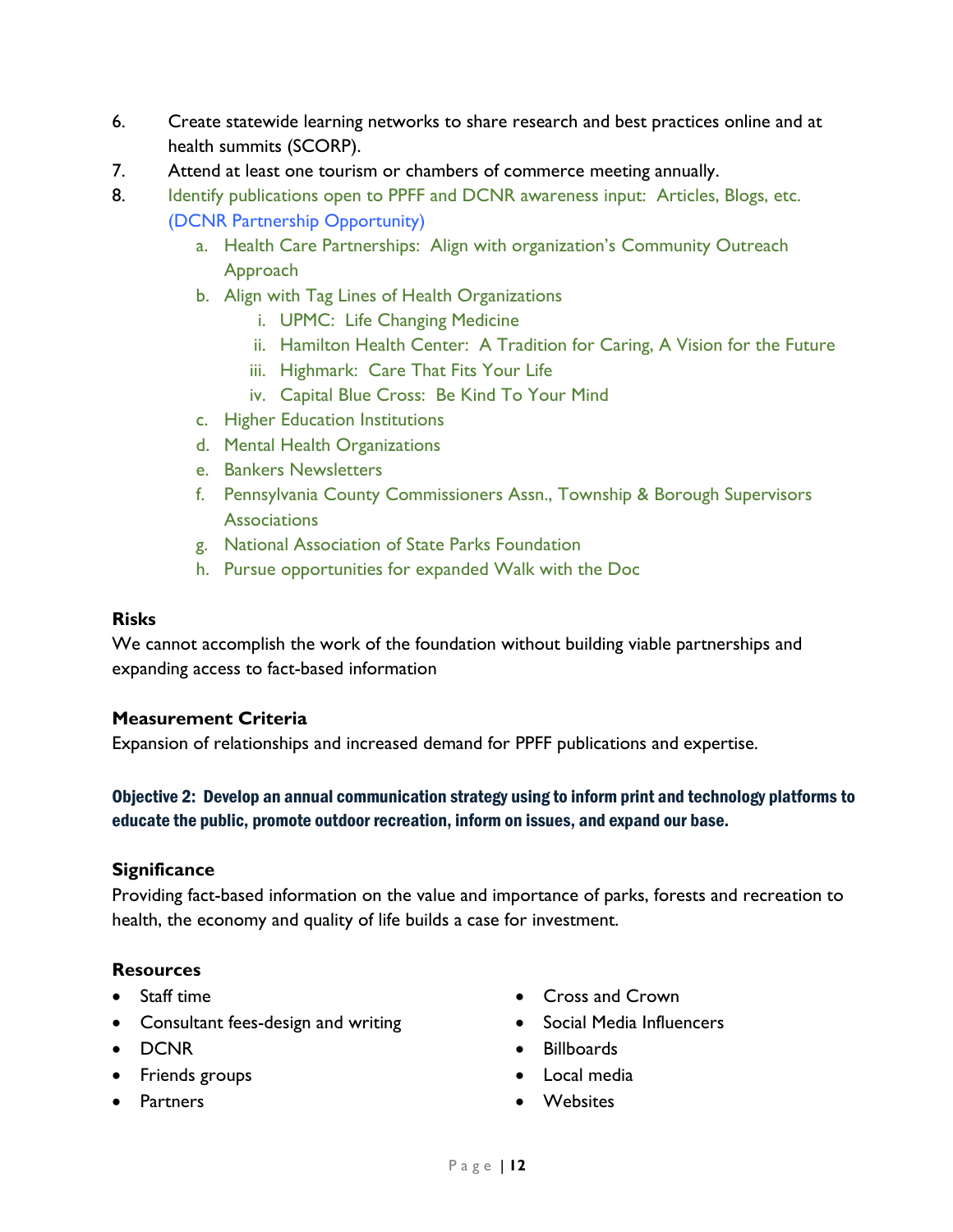6. Create statewide learning networks to share research and best practices online and at health summits (SCORP).
7. Attend at least one tourism or chambers of commerce meeting annually.
8. Identify publications open to PPFF and DCNR awareness input: Articles, Blogs, etc. (DCNR Partnership Opportunity)
   a. Health Care Partnerships: Align with organization's Community Outreach Approach
   b. Align with Tag Lines of Health Organizations
      i. UPMC: Life Changing Medicine
      ii. Hamilton Health Center: A Tradition for Caring, A Vision for the Future
      iii. Highmark: Care That Fits Your Life
      iv. Capital Blue Cross: Be Kind To Your Mind
   c. Higher Education Institutions
   d. Mental Health Organizations
   e. Bankers Newsletters
   f. Pennsylvania County Commissioners Assn., Township & Borough Supervisors Associations
   g. National Association of State Parks Foundation
   h. Pursue opportunities for expanded Walk with the Doc

**Risks**

We cannot accomplish the work of the foundation without building viable partnerships and expanding access to fact-based information

**Measurement Criteria**

Expansion of relationships and increased demand for PPFF publications and expertise.

### Objective 2: Develop an annual communication strategy using to inform print and technology platforms to educate the public, promote outdoor recreation, inform on issues, and expand our base.

**Significance**

Providing fact-based information on the value and importance of parks, forests and recreation to health, the economy and quality of life builds a case for investment.

**Resources**

- Staff time
- Consultant fees-design and writing
- DCNR
- Friends groups
- Partners
- Cross and Crown
- Social Media Influencers
- Billboards
- Local media
- Websites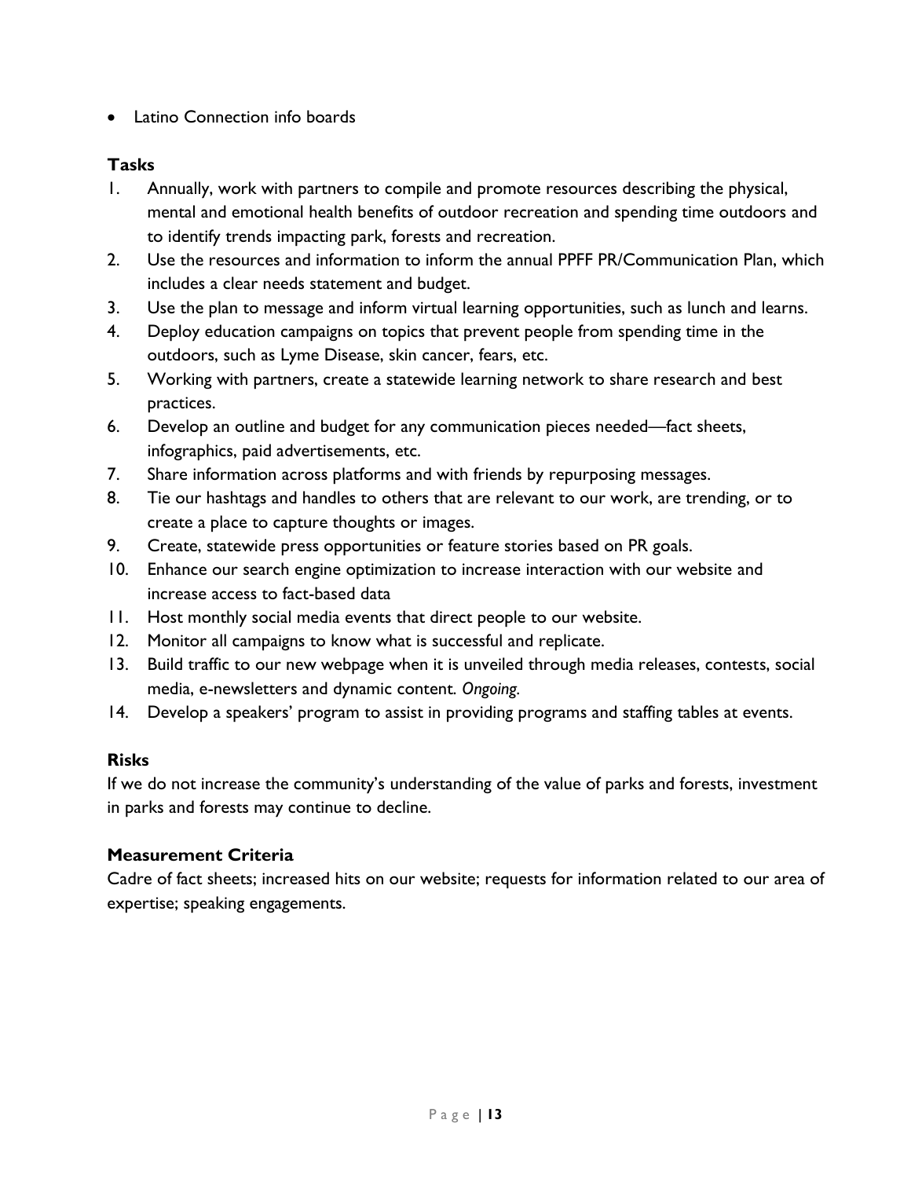- Latino Connection info boards

**Tasks**

1. Annually, work with partners to compile and promote resources describing the physical, mental and emotional health benefits of outdoor recreation and spending time outdoors and to identify trends impacting park, forests and recreation.
2. Use the resources and information to inform the annual PPFF PR/Communication Plan, which includes a clear needs statement and budget.
3. Use the plan to message and inform virtual learning opportunities, such as lunch and learns.
4. Deploy education campaigns on topics that prevent people from spending time in the outdoors, such as Lyme Disease, skin cancer, fears, etc.
5. Working with partners, create a statewide learning network to share research and best practices.
6. Develop an outline and budget for any communication pieces needed—fact sheets, infographics, paid advertisements, etc.
7. Share information across platforms and with friends by repurposing messages.
8. Tie our hashtags and handles to others that are relevant to our work, are trending, or to create a place to capture thoughts or images.
9. Create, statewide press opportunities or feature stories based on PR goals.
10. Enhance our search engine optimization to increase interaction with our website and increase access to fact-based data
11. Host monthly social media events that direct people to our website.
12. Monitor all campaigns to know what is successful and replicate.
13. Build traffic to our new webpage when it is unveiled through media releases, contests, social media, e-newsletters and dynamic content. *Ongoing.*
14. Develop a speakers' program to assist in providing programs and staffing tables at events.

**Risks**

If we do not increase the community's understanding of the value of parks and forests, investment in parks and forests may continue to decline.

**Measurement Criteria**

Cadre of fact sheets; increased hits on our website; requests for information related to our area of expertise; speaking engagements.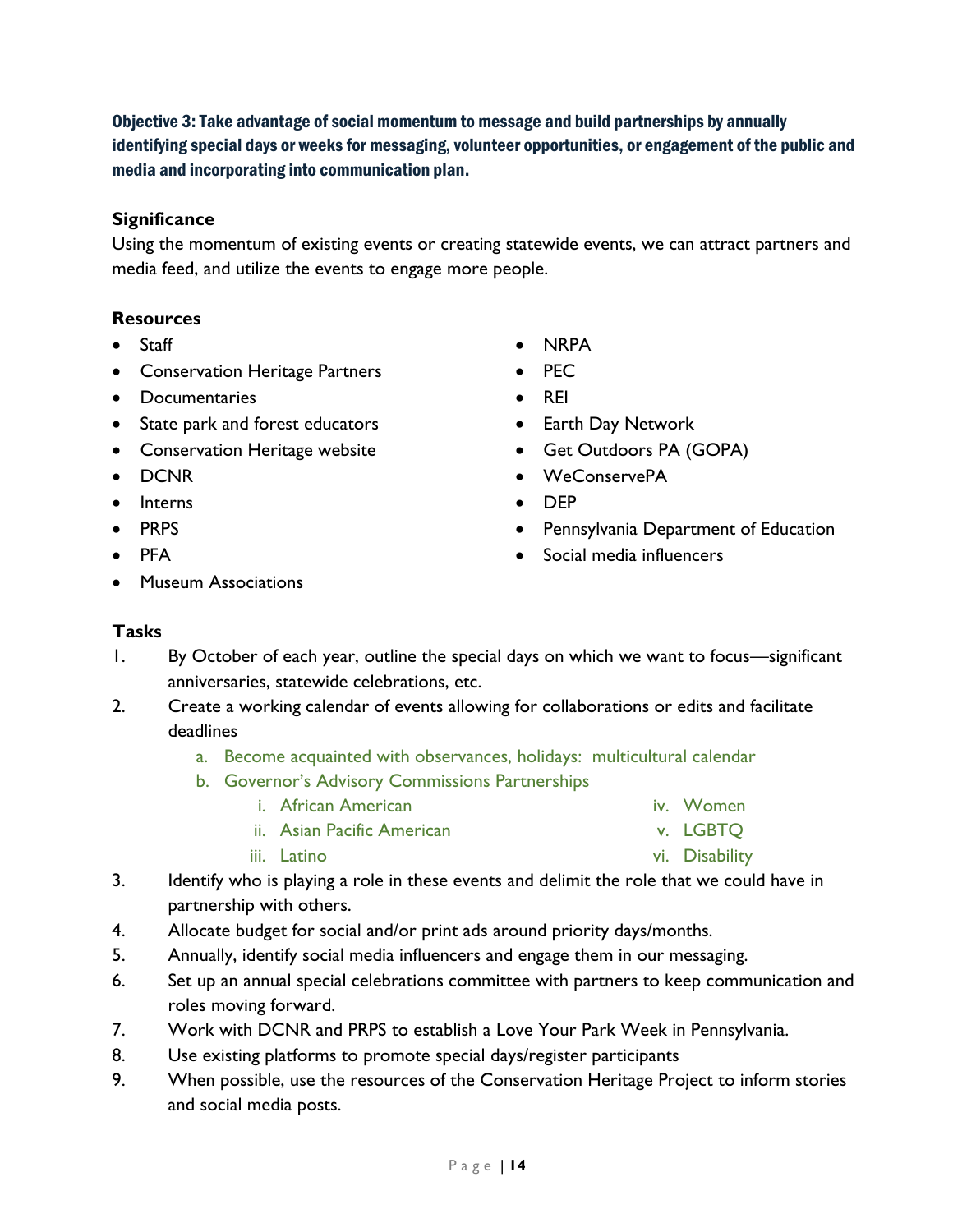### Objective 3: Take advantage of social momentum to message and build partnerships by annually identifying special days or weeks for messaging, volunteer opportunities, or engagement of the public and media and incorporating into communication plan.

**Significance**

Using the momentum of existing events or creating statewide events, we can attract partners and media feed, and utilize the events to engage more people.

**Resources**

- Staff
- Conservation Heritage Partners
- Documentaries
- State park and forest educators
- Conservation Heritage website
- DCNR
- Interns
- PRPS
- PFA
- Museum Associations
- NRPA
- PEC
- REI
- Earth Day Network
- Get Outdoors PA (GOPA)
- WeConservePA
- DEP
- Pennsylvania Department of Education
- Social media influencers

**Tasks**

1. By October of each year, outline the special days on which we want to focus—significant anniversaries, statewide celebrations, etc.
2. Create a working calendar of events allowing for collaborations or edits and facilitate deadlines
   a. Become acquainted with observances, holidays: multicultural calendar
   b. Governor's Advisory Commissions Partnerships
      i. African American
      ii. Asian Pacific American
      iii. Latino
      iv. Women
      v. LGBTQ
      vi. Disability
3. Identify who is playing a role in these events and delimit the role that we could have in partnership with others.
4. Allocate budget for social and/or print ads around priority days/months.
5. Annually, identify social media influencers and engage them in our messaging.
6. Set up an annual special celebrations committee with partners to keep communication and roles moving forward.
7. Work with DCNR and PRPS to establish a Love Your Park Week in Pennsylvania.
8. Use existing platforms to promote special days/register participants
9. When possible, use the resources of the Conservation Heritage Project to inform stories and social media posts.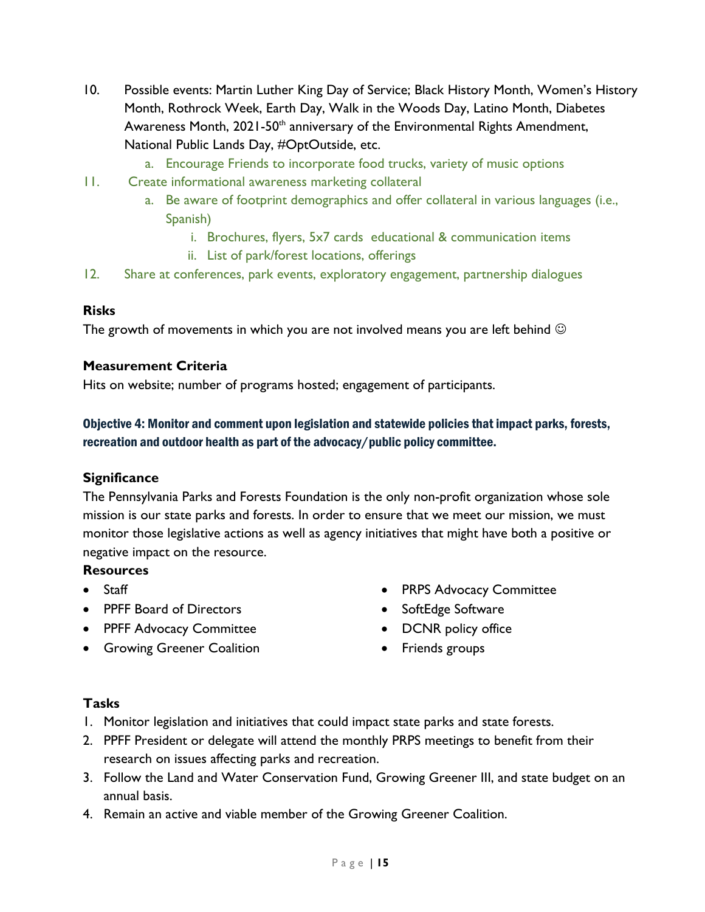10. Possible events: Martin Luther King Day of Service; Black History Month, Women's History Month, Rothrock Week, Earth Day, Walk in the Woods Day, Latino Month, Diabetes Awareness Month, 2021-50th anniversary of the Environmental Rights Amendment, National Public Lands Day, #OptOutside, etc.
    a. Encourage Friends to incorporate food trucks, variety of music options
11. Create informational awareness marketing collateral
    a. Be aware of footprint demographics and offer collateral in various languages (i.e., Spanish)
        i. Brochures, flyers, 5x7 cards educational & communication items
        ii. List of park/forest locations, offerings
12. Share at conferences, park events, exploratory engagement, partnership dialogues

**Risks**

The growth of movements in which you are not involved means you are left behind ☺

**Measurement Criteria**

Hits on website; number of programs hosted; engagement of participants.

### Objective 4: Monitor and comment upon legislation and statewide policies that impact parks, forests, recreation and outdoor health as part of the advocacy/public policy committee.

**Significance**

The Pennsylvania Parks and Forests Foundation is the only non-profit organization whose sole mission is our state parks and forests. In order to ensure that we meet our mission, we must monitor those legislative actions as well as agency initiatives that might have both a positive or negative impact on the resource.

**Resources**

- Staff
- PPFF Board of Directors
- PPFF Advocacy Committee
- Growing Greener Coalition
- PRPS Advocacy Committee
- SoftEdge Software
- DCNR policy office
- Friends groups

**Tasks**

1. Monitor legislation and initiatives that could impact state parks and state forests.
2. PPFF President or delegate will attend the monthly PRPS meetings to benefit from their research on issues affecting parks and recreation.
3. Follow the Land and Water Conservation Fund, Growing Greener III, and state budget on an annual basis.
4. Remain an active and viable member of the Growing Greener Coalition.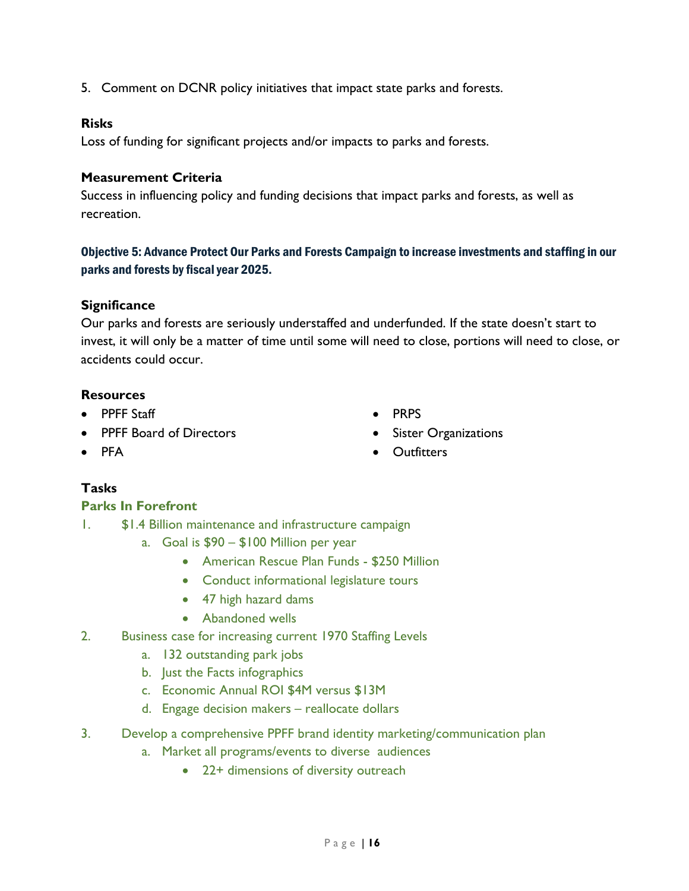5. Comment on DCNR policy initiatives that impact state parks and forests.

**Risks**
Loss of funding for significant projects and/or impacts to parks and forests.

**Measurement Criteria**
Success in influencing policy and funding decisions that impact parks and forests, as well as recreation.

### Objective 5: Advance Protect Our Parks and Forests Campaign to increase investments and staffing in our parks and forests by fiscal year 2025.

**Significance**
Our parks and forests are seriously understaffed and underfunded. If the state doesn't start to invest, it will only be a matter of time until some will need to close, portions will need to close, or accidents could occur.

**Resources**

- PPFF Staff
- PPFF Board of Directors
- PFA
- PRPS
- Sister Organizations
- Outfitters

**Tasks**

**Parks In Forefront**

1. $1.4 Billion maintenance and infrastructure campaign
    a. Goal is $90 – $100 Million per year
        - American Rescue Plan Funds - $250 Million
        - Conduct informational legislature tours
        - 47 high hazard dams
        - Abandoned wells
2. Business case for increasing current 1970 Staffing Levels
    a. 132 outstanding park jobs
    b. Just the Facts infographics
    c. Economic Annual ROI $4M versus $13M
    d. Engage decision makers – reallocate dollars
3. Develop a comprehensive PPFF brand identity marketing/communication plan
    a. Market all programs/events to diverse audiences
        - 22+ dimensions of diversity outreach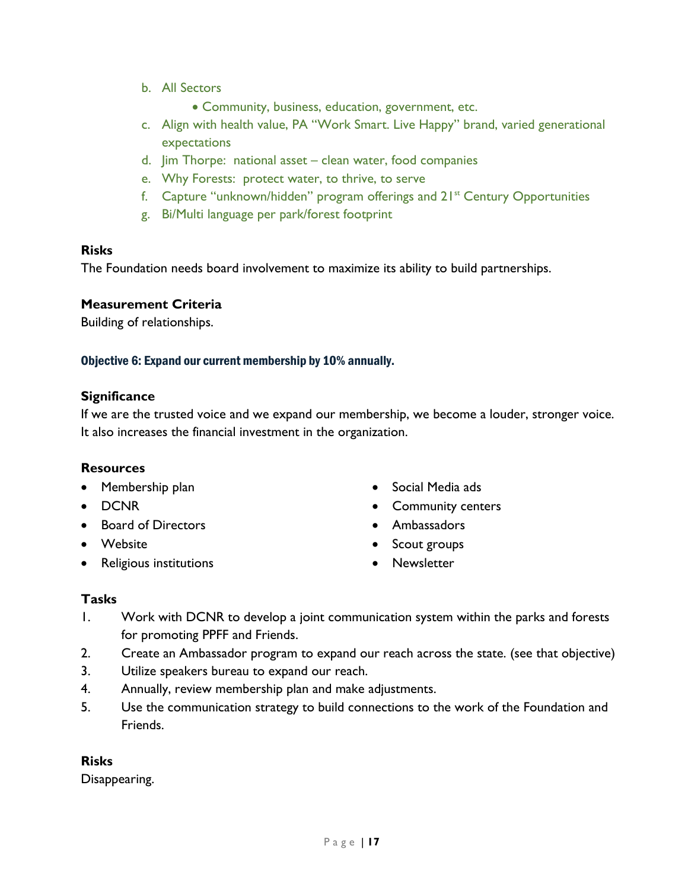b. All Sectors
    - Community, business, education, government, etc.
c. Align with health value, PA "Work Smart. Live Happy" brand, varied generational expectations
d. Jim Thorpe: national asset – clean water, food companies
e. Why Forests: protect water, to thrive, to serve
f. Capture "unknown/hidden" program offerings and 21st Century Opportunities
g. Bi/Multi language per park/forest footprint

**Risks**

The Foundation needs board involvement to maximize its ability to build partnerships.

**Measurement Criteria**

Building of relationships.

### Objective 6: Expand our current membership by 10% annually.

**Significance**

If we are the trusted voice and we expand our membership, we become a louder, stronger voice. It also increases the financial investment in the organization.

**Resources**

- Membership plan
- DCNR
- Board of Directors
- Website
- Religious institutions
- Social Media ads
- Community centers
- Ambassadors
- Scout groups
- Newsletter

**Tasks**

1. Work with DCNR to develop a joint communication system within the parks and forests for promoting PPFF and Friends.
2. Create an Ambassador program to expand our reach across the state. (see that objective)
3. Utilize speakers bureau to expand our reach.
4. Annually, review membership plan and make adjustments.
5. Use the communication strategy to build connections to the work of the Foundation and Friends.

**Risks**

Disappearing.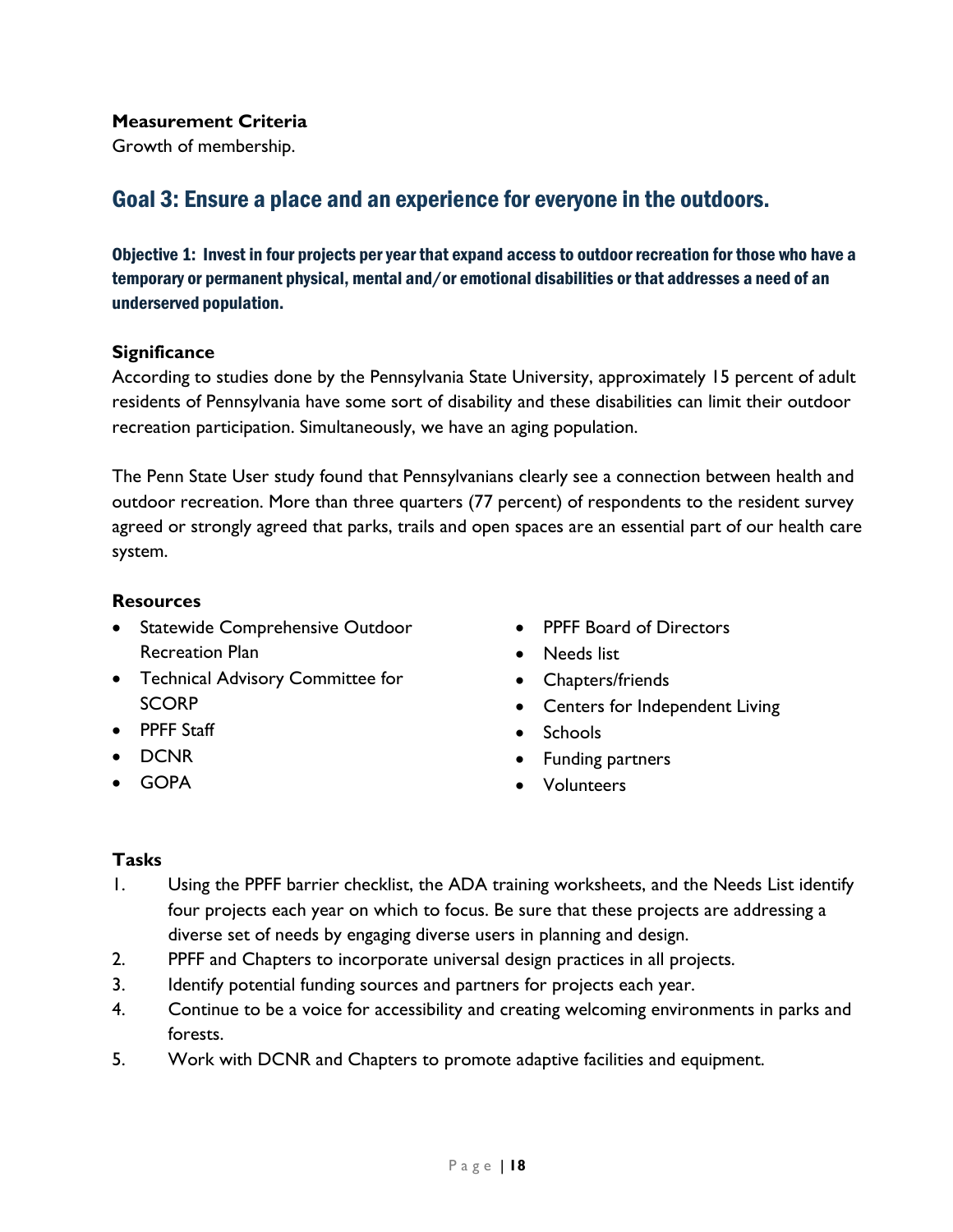**Measurement Criteria**

Growth of membership.

## Goal 3: Ensure a place and an experience for everyone in the outdoors.

### Objective 1: Invest in four projects per year that expand access to outdoor recreation for those who have a temporary or permanent physical, mental and/or emotional disabilities or that addresses a need of an underserved population.

**Significance**

According to studies done by the Pennsylvania State University, approximately 15 percent of adult residents of Pennsylvania have some sort of disability and these disabilities can limit their outdoor recreation participation. Simultaneously, we have an aging population.

The Penn State User study found that Pennsylvanians clearly see a connection between health and outdoor recreation. More than three quarters (77 percent) of respondents to the resident survey agreed or strongly agreed that parks, trails and open spaces are an essential part of our health care system.

**Resources**

- Statewide Comprehensive Outdoor Recreation Plan
- Technical Advisory Committee for SCORP
- PPFF Staff
- DCNR
- GOPA
- PPFF Board of Directors
- Needs list
- Chapters/friends
- Centers for Independent Living
- Schools
- Funding partners
- Volunteers

**Tasks**

1. Using the PPFF barrier checklist, the ADA training worksheets, and the Needs List identify four projects each year on which to focus. Be sure that these projects are addressing a diverse set of needs by engaging diverse users in planning and design.
2. PPFF and Chapters to incorporate universal design practices in all projects.
3. Identify potential funding sources and partners for projects each year.
4. Continue to be a voice for accessibility and creating welcoming environments in parks and forests.
5. Work with DCNR and Chapters to promote adaptive facilities and equipment.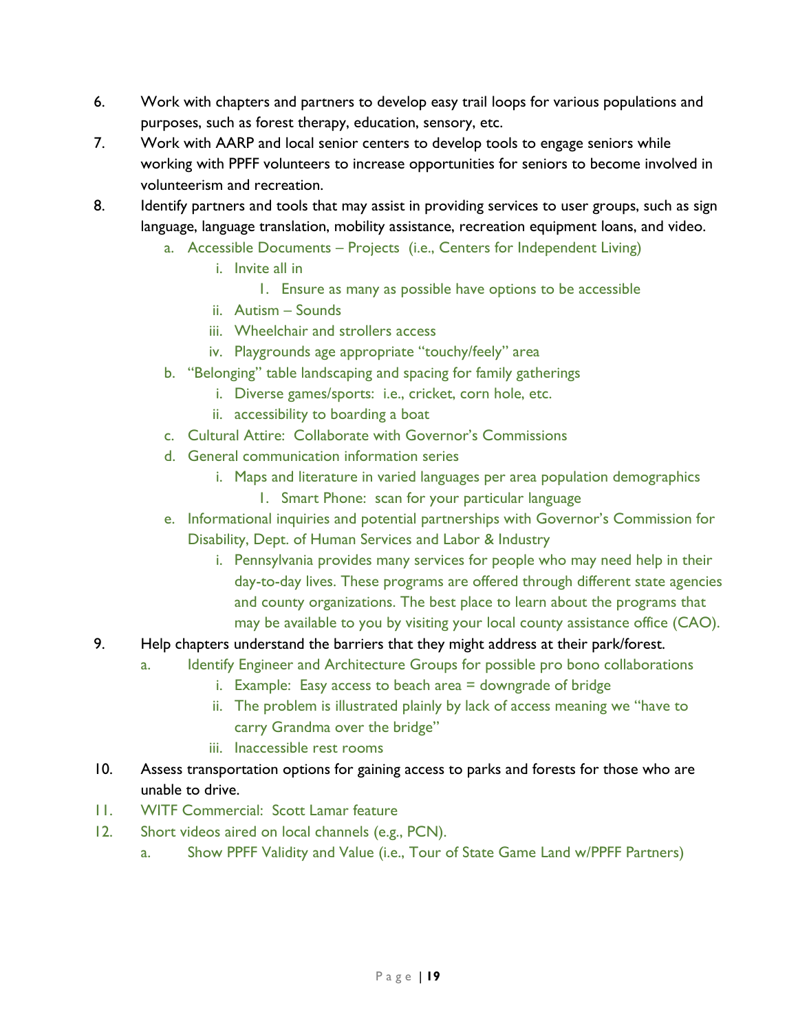6. Work with chapters and partners to develop easy trail loops for various populations and purposes, such as forest therapy, education, sensory, etc.
7. Work with AARP and local senior centers to develop tools to engage seniors while working with PPFF volunteers to increase opportunities for seniors to become involved in volunteerism and recreation.
8. Identify partners and tools that may assist in providing services to user groups, such as sign language, language translation, mobility assistance, recreation equipment loans, and video.
    a. Accessible Documents – Projects (i.e., Centers for Independent Living)
        i. Invite all in
            1. Ensure as many as possible have options to be accessible
        ii. Autism – Sounds
        iii. Wheelchair and strollers access
        iv. Playgrounds age appropriate "touchy/feely" area
    b. "Belonging" table landscaping and spacing for family gatherings
        i. Diverse games/sports: i.e., cricket, corn hole, etc.
        ii. accessibility to boarding a boat
    c. Cultural Attire: Collaborate with Governor's Commissions
    d. General communication information series
        i. Maps and literature in varied languages per area population demographics
            1. Smart Phone: scan for your particular language
    e. Informational inquiries and potential partnerships with Governor's Commission for Disability, Dept. of Human Services and Labor & Industry
        i. Pennsylvania provides many services for people who may need help in their day-to-day lives. These programs are offered through different state agencies and county organizations. The best place to learn about the programs that may be available to you by visiting your local county assistance office (CAO).
9. Help chapters understand the barriers that they might address at their park/forest.
    a. Identify Engineer and Architecture Groups for possible pro bono collaborations
        i. Example: Easy access to beach area = downgrade of bridge
        ii. The problem is illustrated plainly by lack of access meaning we "have to carry Grandma over the bridge"
        iii. Inaccessible rest rooms
10. Assess transportation options for gaining access to parks and forests for those who are unable to drive.
11. WITF Commercial: Scott Lamar feature
12. Short videos aired on local channels (e.g., PCN).
    a. Show PPFF Validity and Value (i.e., Tour of State Game Land w/PPFF Partners)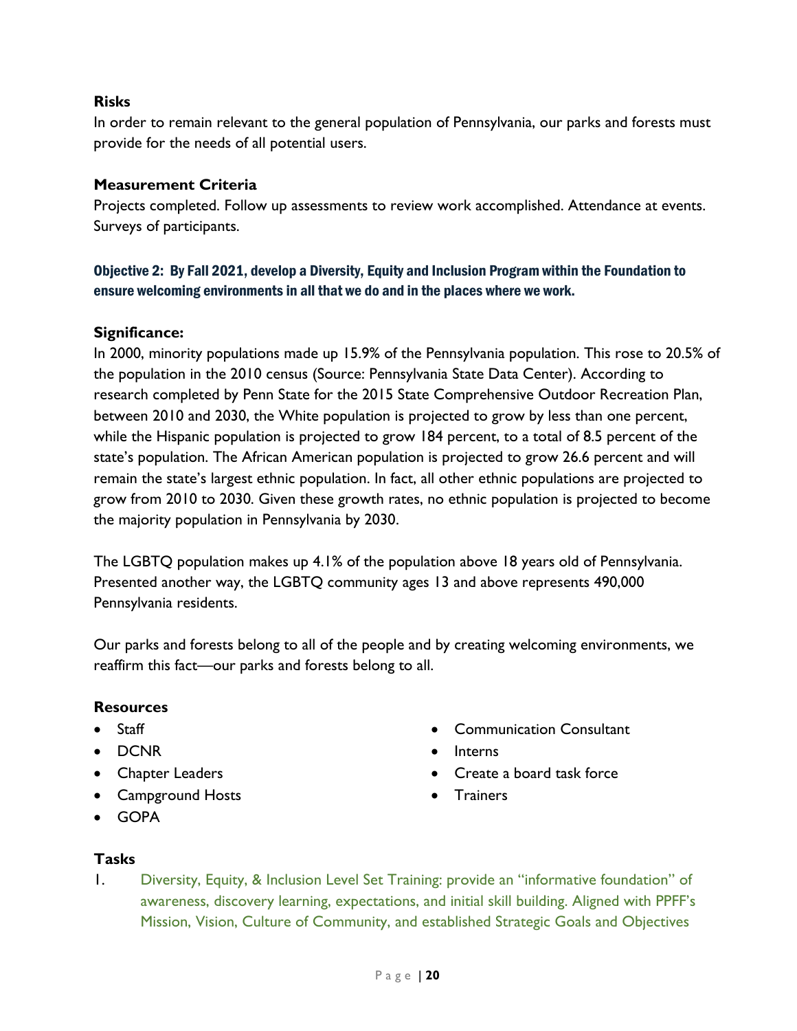**Risks**

In order to remain relevant to the general population of Pennsylvania, our parks and forests must provide for the needs of all potential users.

**Measurement Criteria**

Projects completed. Follow up assessments to review work accomplished. Attendance at events. Surveys of participants.

### Objective 2: By Fall 2021, develop a Diversity, Equity and Inclusion Program within the Foundation to ensure welcoming environments in all that we do and in the places where we work.

**Significance:**

In 2000, minority populations made up 15.9% of the Pennsylvania population. This rose to 20.5% of the population in the 2010 census (Source: Pennsylvania State Data Center). According to research completed by Penn State for the 2015 State Comprehensive Outdoor Recreation Plan, between 2010 and 2030, the White population is projected to grow by less than one percent, while the Hispanic population is projected to grow 184 percent, to a total of 8.5 percent of the state's population. The African American population is projected to grow 26.6 percent and will remain the state's largest ethnic population. In fact, all other ethnic populations are projected to grow from 2010 to 2030. Given these growth rates, no ethnic population is projected to become the majority population in Pennsylvania by 2030.

The LGBTQ population makes up 4.1% of the population above 18 years old of Pennsylvania. Presented another way, the LGBTQ community ages 13 and above represents 490,000 Pennsylvania residents.

Our parks and forests belong to all of the people and by creating welcoming environments, we reaffirm this fact—our parks and forests belong to all.

**Resources**

- Staff
- DCNR
- Chapter Leaders
- Campground Hosts
- GOPA
- Communication Consultant
- Interns
- Create a board task force
- Trainers

**Tasks**

1. Diversity, Equity, & Inclusion Level Set Training: provide an "informative foundation" of awareness, discovery learning, expectations, and initial skill building. Aligned with PPFF's Mission, Vision, Culture of Community, and established Strategic Goals and Objectives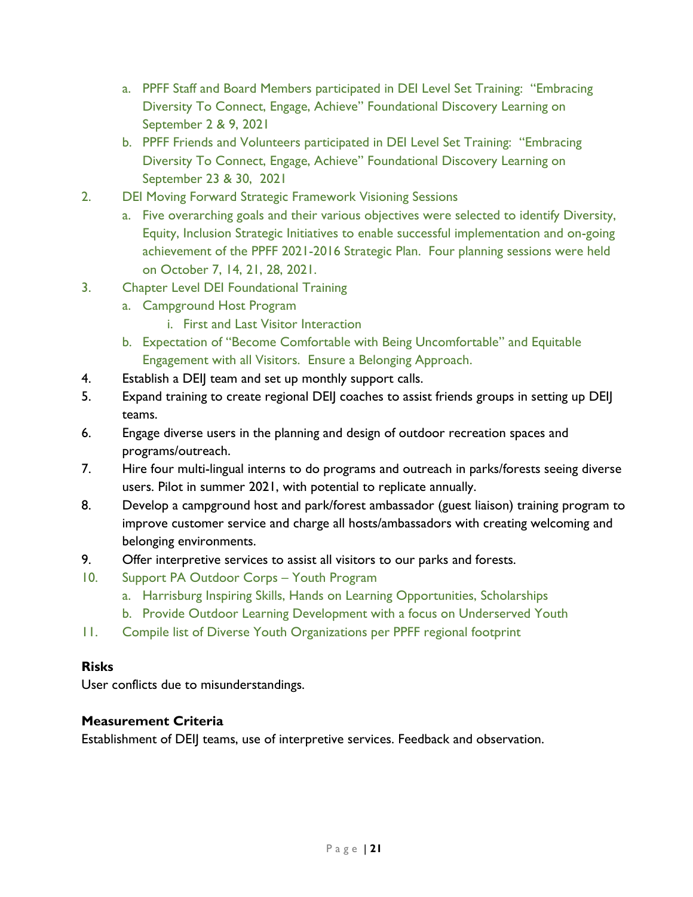a. PPFF Staff and Board Members participated in DEI Level Set Training: "Embracing Diversity To Connect, Engage, Achieve" Foundational Discovery Learning on September 2 & 9, 2021
   b. PPFF Friends and Volunteers participated in DEI Level Set Training: "Embracing Diversity To Connect, Engage, Achieve" Foundational Discovery Learning on September 23 & 30, 2021
2. DEI Moving Forward Strategic Framework Visioning Sessions
   a. Five overarching goals and their various objectives were selected to identify Diversity, Equity, Inclusion Strategic Initiatives to enable successful implementation and on-going achievement of the PPFF 2021-2016 Strategic Plan. Four planning sessions were held on October 7, 14, 21, 28, 2021.
3. Chapter Level DEI Foundational Training
   a. Campground Host Program
      i. First and Last Visitor Interaction
   b. Expectation of "Become Comfortable with Being Uncomfortable" and Equitable Engagement with all Visitors. Ensure a Belonging Approach.
4. Establish a DEIJ team and set up monthly support calls.
5. Expand training to create regional DEIJ coaches to assist friends groups in setting up DEIJ teams.
6. Engage diverse users in the planning and design of outdoor recreation spaces and programs/outreach.
7. Hire four multi-lingual interns to do programs and outreach in parks/forests seeing diverse users. Pilot in summer 2021, with potential to replicate annually.
8. Develop a campground host and park/forest ambassador (guest liaison) training program to improve customer service and charge all hosts/ambassadors with creating welcoming and belonging environments.
9. Offer interpretive services to assist all visitors to our parks and forests.
10. Support PA Outdoor Corps – Youth Program
    a. Harrisburg Inspiring Skills, Hands on Learning Opportunities, Scholarships
    b. Provide Outdoor Learning Development with a focus on Underserved Youth
11. Compile list of Diverse Youth Organizations per PPFF regional footprint

**Risks**

User conflicts due to misunderstandings.

**Measurement Criteria**

Establishment of DEIJ teams, use of interpretive services. Feedback and observation.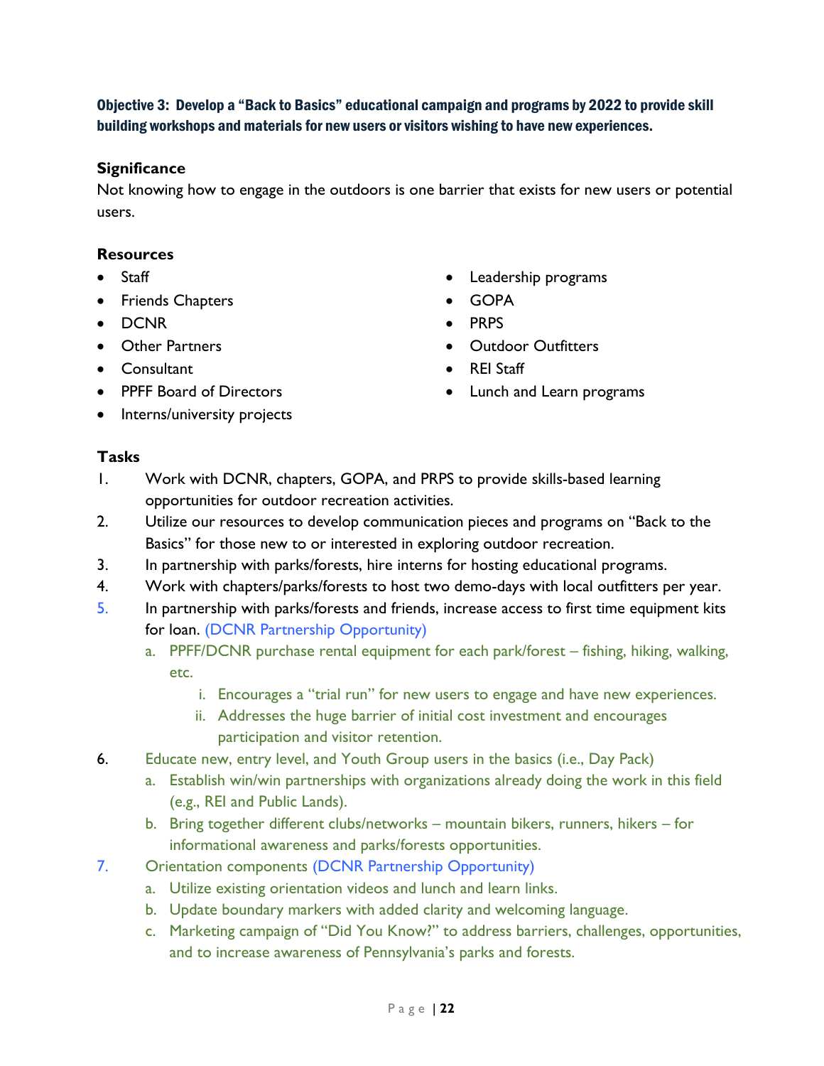**Objective 3: Develop a "Back to Basics" educational campaign and programs by 2022 to provide skill building workshops and materials for new users or visitors wishing to have new experiences.**

**Significance**

Not knowing how to engage in the outdoors is one barrier that exists for new users or potential users.

**Resources**

- Staff
- Friends Chapters
- DCNR
- Other Partners
- Consultant
- PPFF Board of Directors
- Interns/university projects
- Leadership programs
- GOPA
- PRPS
- Outdoor Outfitters
- REI Staff
- Lunch and Learn programs

**Tasks**

1. Work with DCNR, chapters, GOPA, and PRPS to provide skills-based learning opportunities for outdoor recreation activities.
2. Utilize our resources to develop communication pieces and programs on "Back to the Basics" for those new to or interested in exploring outdoor recreation.
3. In partnership with parks/forests, hire interns for hosting educational programs.
4. Work with chapters/parks/forests to host two demo-days with local outfitters per year.
5. In partnership with parks/forests and friends, increase access to first time equipment kits for loan. (DCNR Partnership Opportunity)
    a. PPFF/DCNR purchase rental equipment for each park/forest – fishing, hiking, walking, etc.
        i. Encourages a "trial run" for new users to engage and have new experiences.
        ii. Addresses the huge barrier of initial cost investment and encourages participation and visitor retention.
6. Educate new, entry level, and Youth Group users in the basics (i.e., Day Pack)
    a. Establish win/win partnerships with organizations already doing the work in this field (e.g., REI and Public Lands).
    b. Bring together different clubs/networks – mountain bikers, runners, hikers – for informational awareness and parks/forests opportunities.
7. Orientation components (DCNR Partnership Opportunity)
    a. Utilize existing orientation videos and lunch and learn links.
    b. Update boundary markers with added clarity and welcoming language.
    c. Marketing campaign of "Did You Know?" to address barriers, challenges, opportunities, and to increase awareness of Pennsylvania's parks and forests.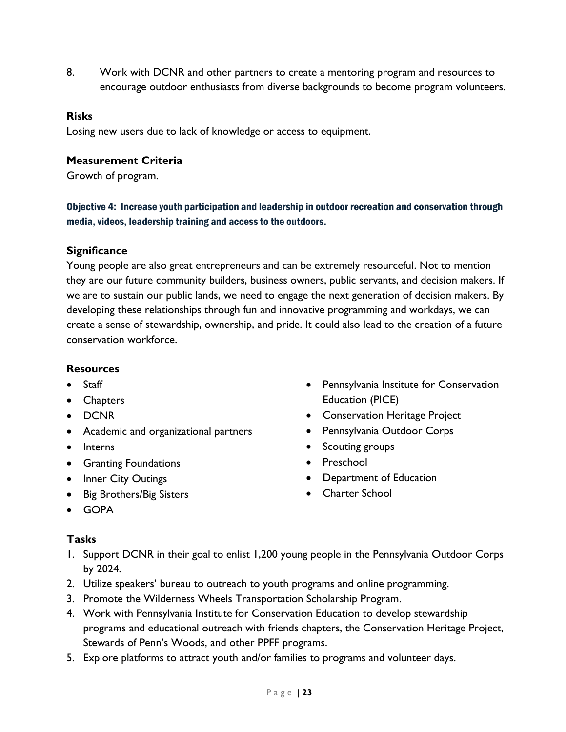8. Work with DCNR and other partners to create a mentoring program and resources to encourage outdoor enthusiasts from diverse backgrounds to become program volunteers.

**Risks**
Losing new users due to lack of knowledge or access to equipment.

**Measurement Criteria**
Growth of program.

### Objective 4: Increase youth participation and leadership in outdoor recreation and conservation through media, videos, leadership training and access to the outdoors.

**Significance**
Young people are also great entrepreneurs and can be extremely resourceful. Not to mention they are our future community builders, business owners, public servants, and decision makers. If we are to sustain our public lands, we need to engage the next generation of decision makers. By developing these relationships through fun and innovative programming and workdays, we can create a sense of stewardship, ownership, and pride. It could also lead to the creation of a future conservation workforce.

**Resources**

- Staff
- Chapters
- DCNR
- Academic and organizational partners
- Interns
- Granting Foundations
- Inner City Outings
- Big Brothers/Big Sisters
- GOPA
- Pennsylvania Institute for Conservation Education (PICE)
- Conservation Heritage Project
- Pennsylvania Outdoor Corps
- Scouting groups
- Preschool
- Department of Education
- Charter School

**Tasks**

1. Support DCNR in their goal to enlist 1,200 young people in the Pennsylvania Outdoor Corps by 2024.
2. Utilize speakers' bureau to outreach to youth programs and online programming.
3. Promote the Wilderness Wheels Transportation Scholarship Program.
4. Work with Pennsylvania Institute for Conservation Education to develop stewardship programs and educational outreach with friends chapters, the Conservation Heritage Project, Stewards of Penn's Woods, and other PPFF programs.
5. Explore platforms to attract youth and/or families to programs and volunteer days.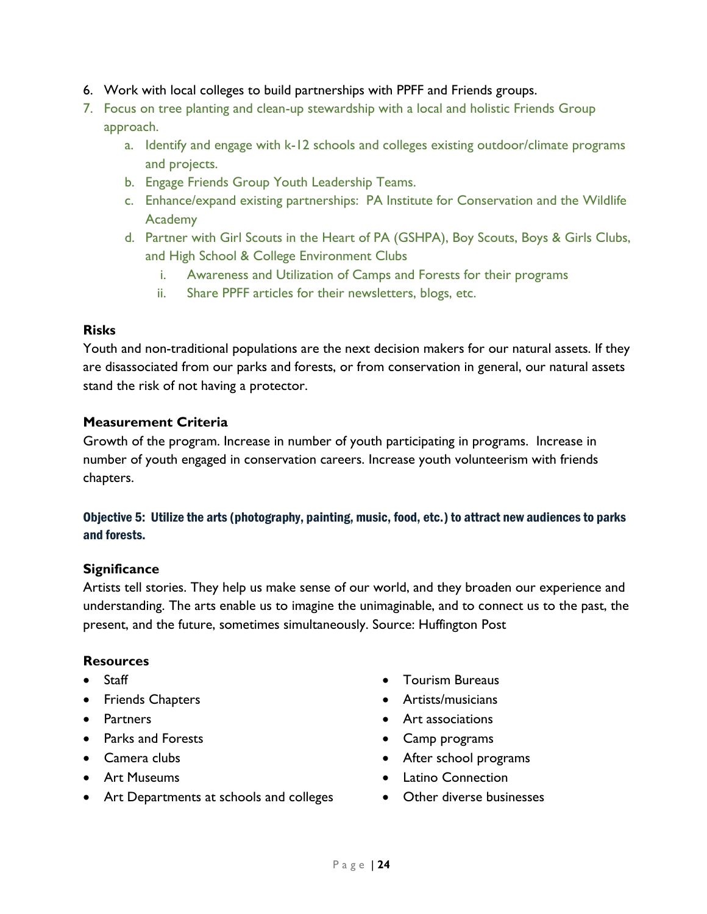6. Work with local colleges to build partnerships with PPFF and Friends groups.
7. Focus on tree planting and clean-up stewardship with a local and holistic Friends Group approach.
   a. Identify and engage with k-12 schools and colleges existing outdoor/climate programs and projects.
   b. Engage Friends Group Youth Leadership Teams.
   c. Enhance/expand existing partnerships: PA Institute for Conservation and the Wildlife Academy
   d. Partner with Girl Scouts in the Heart of PA (GSHPA), Boy Scouts, Boys & Girls Clubs, and High School & College Environment Clubs
      i. Awareness and Utilization of Camps and Forests for their programs
      ii. Share PPFF articles for their newsletters, blogs, etc.

**Risks**

Youth and non-traditional populations are the next decision makers for our natural assets. If they are disassociated from our parks and forests, or from conservation in general, our natural assets stand the risk of not having a protector.

**Measurement Criteria**

Growth of the program. Increase in number of youth participating in programs. Increase in number of youth engaged in conservation careers. Increase youth volunteerism with friends chapters.

### Objective 5: Utilize the arts (photography, painting, music, food, etc.) to attract new audiences to parks and forests.

**Significance**

Artists tell stories. They help us make sense of our world, and they broaden our experience and understanding. The arts enable us to imagine the unimaginable, and to connect us to the past, the present, and the future, sometimes simultaneously. Source: Huffington Post

**Resources**

- Staff
- Friends Chapters
- Partners
- Parks and Forests
- Camera clubs
- Art Museums
- Art Departments at schools and colleges
- Tourism Bureaus
- Artists/musicians
- Art associations
- Camp programs
- After school programs
- Latino Connection
- Other diverse businesses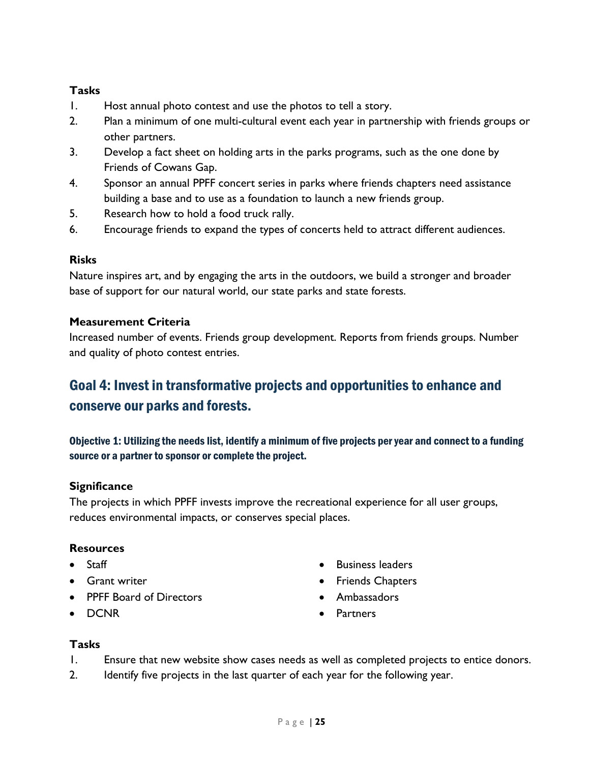### Tasks

1. Host annual photo contest and use the photos to tell a story.
2. Plan a minimum of one multi-cultural event each year in partnership with friends groups or other partners.
3. Develop a fact sheet on holding arts in the parks programs, such as the one done by Friends of Cowans Gap.
4. Sponsor an annual PPFF concert series in parks where friends chapters need assistance building a base and to use as a foundation to launch a new friends group.
5. Research how to hold a food truck rally.
6. Encourage friends to expand the types of concerts held to attract different audiences.

### Risks

Nature inspires art, and by engaging the arts in the outdoors, we build a stronger and broader base of support for our natural world, our state parks and state forests.

### Measurement Criteria

Increased number of events. Friends group development. Reports from friends groups. Number and quality of photo contest entries.

## Goal 4: Invest in transformative projects and opportunities to enhance and conserve our parks and forests.

#### Objective 1: Utilizing the needs list, identify a minimum of five projects per year and connect to a funding source or a partner to sponsor or complete the project.

### Significance

The projects in which PPFF invests improve the recreational experience for all user groups, reduces environmental impacts, or conserves special places.

### Resources

- Staff
- Grant writer
- PPFF Board of Directors
- DCNR
- Business leaders
- Friends Chapters
- Ambassadors
- Partners

### Tasks

1. Ensure that new website show cases needs as well as completed projects to entice donors.
2. Identify five projects in the last quarter of each year for the following year.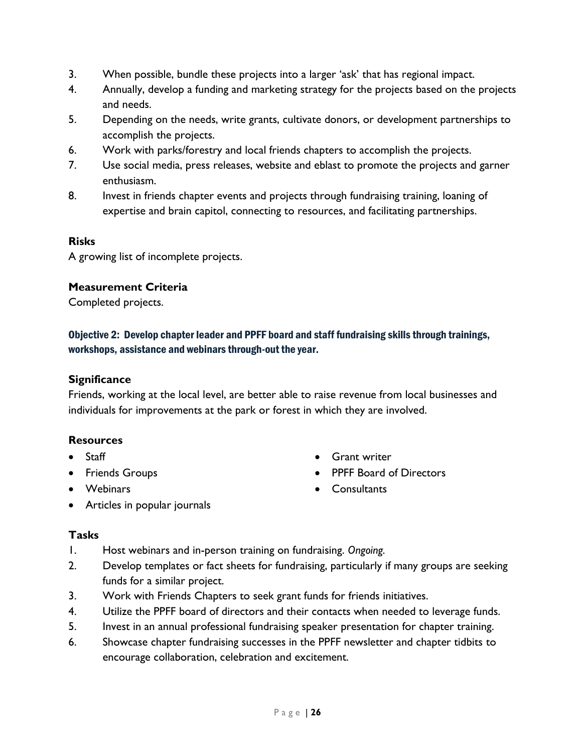3. When possible, bundle these projects into a larger 'ask' that has regional impact.
4. Annually, develop a funding and marketing strategy for the projects based on the projects and needs.
5. Depending on the needs, write grants, cultivate donors, or development partnerships to accomplish the projects.
6. Work with parks/forestry and local friends chapters to accomplish the projects.
7. Use social media, press releases, website and eblast to promote the projects and garner enthusiasm.
8. Invest in friends chapter events and projects through fundraising training, loaning of expertise and brain capitol, connecting to resources, and facilitating partnerships.

**Risks**

A growing list of incomplete projects.

**Measurement Criteria**

Completed projects.

### Objective 2: Develop chapter leader and PPFF board and staff fundraising skills through trainings, workshops, assistance and webinars through-out the year.

**Significance**

Friends, working at the local level, are better able to raise revenue from local businesses and individuals for improvements at the park or forest in which they are involved.

**Resources**

- Staff
- Friends Groups
- Webinars
- Articles in popular journals
- Grant writer
- PPFF Board of Directors
- Consultants

**Tasks**

1. Host webinars and in-person training on fundraising. *Ongoing.*
2. Develop templates or fact sheets for fundraising, particularly if many groups are seeking funds for a similar project.
3. Work with Friends Chapters to seek grant funds for friends initiatives.
4. Utilize the PPFF board of directors and their contacts when needed to leverage funds.
5. Invest in an annual professional fundraising speaker presentation for chapter training.
6. Showcase chapter fundraising successes in the PPFF newsletter and chapter tidbits to encourage collaboration, celebration and excitement.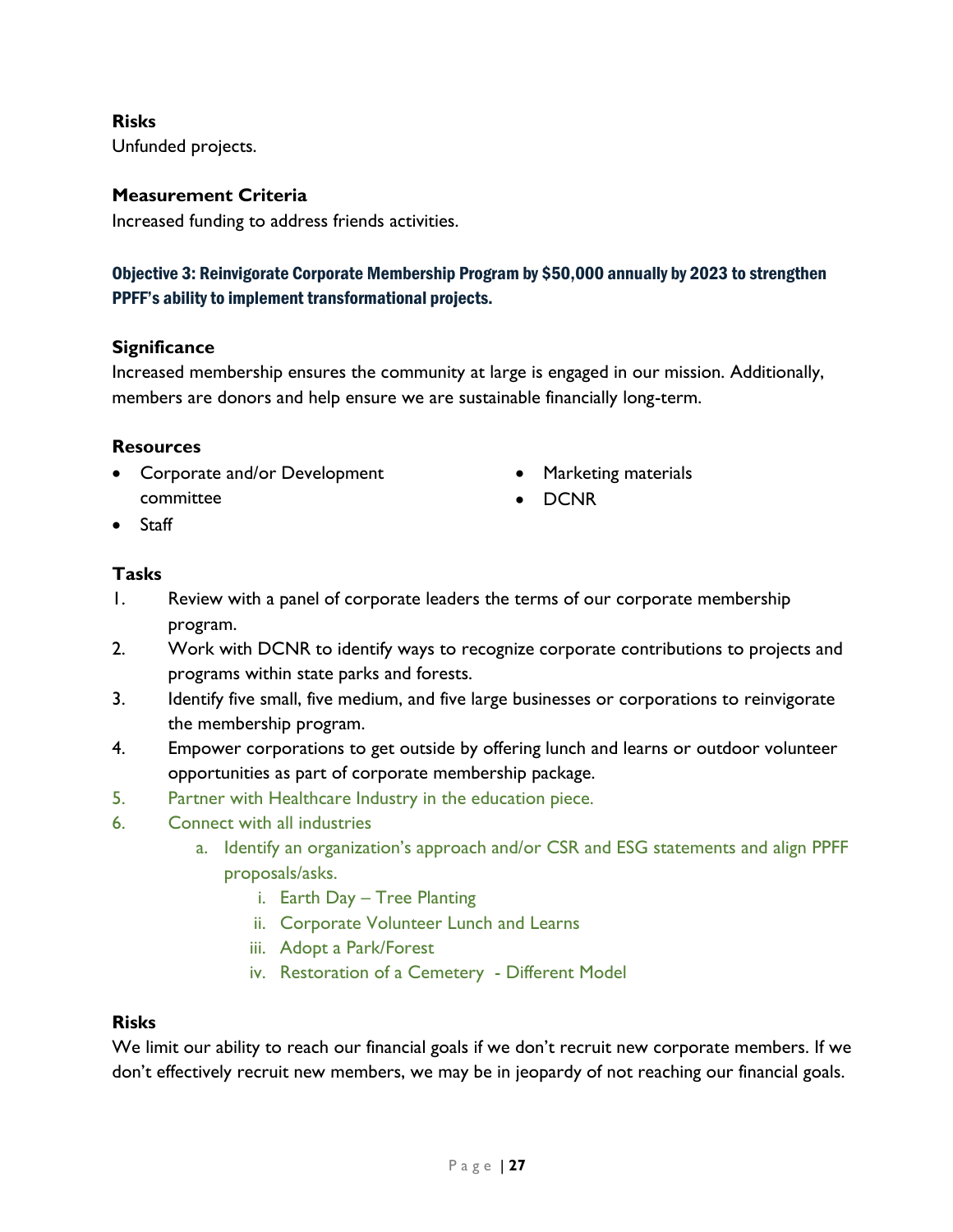**Risks**

Unfunded projects.

**Measurement Criteria**

Increased funding to address friends activities.

### Objective 3: Reinvigorate Corporate Membership Program by $50,000 annually by 2023 to strengthen PPFF's ability to implement transformational projects.

**Significance**

Increased membership ensures the community at large is engaged in our mission. Additionally, members are donors and help ensure we are sustainable financially long-term.

**Resources**

- Corporate and/or Development committee
- Staff
- Marketing materials
- DCNR

**Tasks**

1. Review with a panel of corporate leaders the terms of our corporate membership program.
2. Work with DCNR to identify ways to recognize corporate contributions to projects and programs within state parks and forests.
3. Identify five small, five medium, and five large businesses or corporations to reinvigorate the membership program.
4. Empower corporations to get outside by offering lunch and learns or outdoor volunteer opportunities as part of corporate membership package.
5. Partner with Healthcare Industry in the education piece.
6. Connect with all industries
   a. Identify an organization's approach and/or CSR and ESG statements and align PPFF proposals/asks.
      i. Earth Day – Tree Planting
      ii. Corporate Volunteer Lunch and Learns
      iii. Adopt a Park/Forest
      iv. Restoration of a Cemetery - Different Model

**Risks**

We limit our ability to reach our financial goals if we don't recruit new corporate members. If we don't effectively recruit new members, we may be in jeopardy of not reaching our financial goals.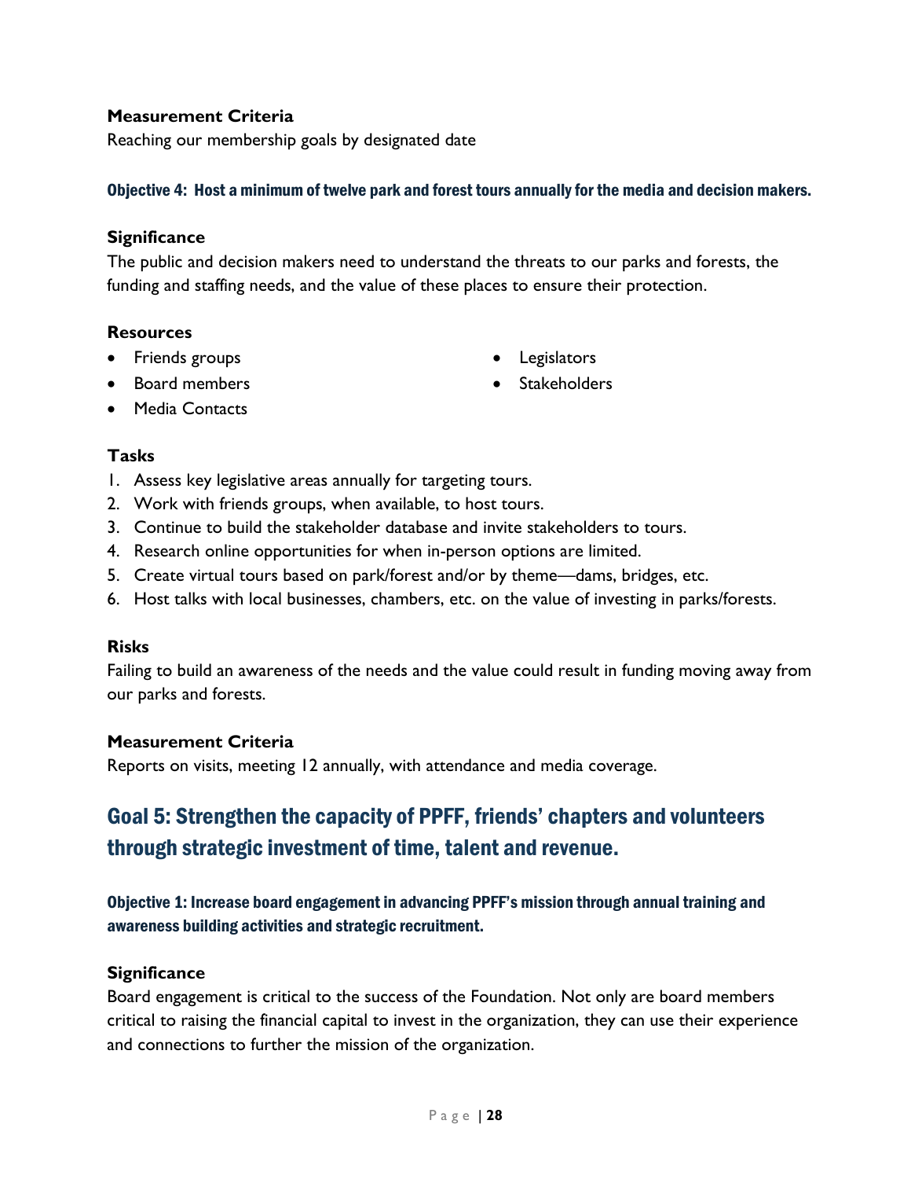**Measurement Criteria**

Reaching our membership goals by designated date

### Objective 4: Host a minimum of twelve park and forest tours annually for the media and decision makers.

**Significance**

The public and decision makers need to understand the threats to our parks and forests, the funding and staffing needs, and the value of these places to ensure their protection.

**Resources**

- Friends groups
- Board members
- Media Contacts
- Legislators
- Stakeholders

**Tasks**

1. Assess key legislative areas annually for targeting tours.
2. Work with friends groups, when available, to host tours.
3. Continue to build the stakeholder database and invite stakeholders to tours.
4. Research online opportunities for when in-person options are limited.
5. Create virtual tours based on park/forest and/or by theme—dams, bridges, etc.
6. Host talks with local businesses, chambers, etc. on the value of investing in parks/forests.

**Risks**

Failing to build an awareness of the needs and the value could result in funding moving away from our parks and forests.

**Measurement Criteria**

Reports on visits, meeting 12 annually, with attendance and media coverage.

## Goal 5: Strengthen the capacity of PPFF, friends' chapters and volunteers through strategic investment of time, talent and revenue.

### Objective 1: Increase board engagement in advancing PPFF's mission through annual training and awareness building activities and strategic recruitment.

**Significance**

Board engagement is critical to the success of the Foundation. Not only are board members critical to raising the financial capital to invest in the organization, they can use their experience and connections to further the mission of the organization.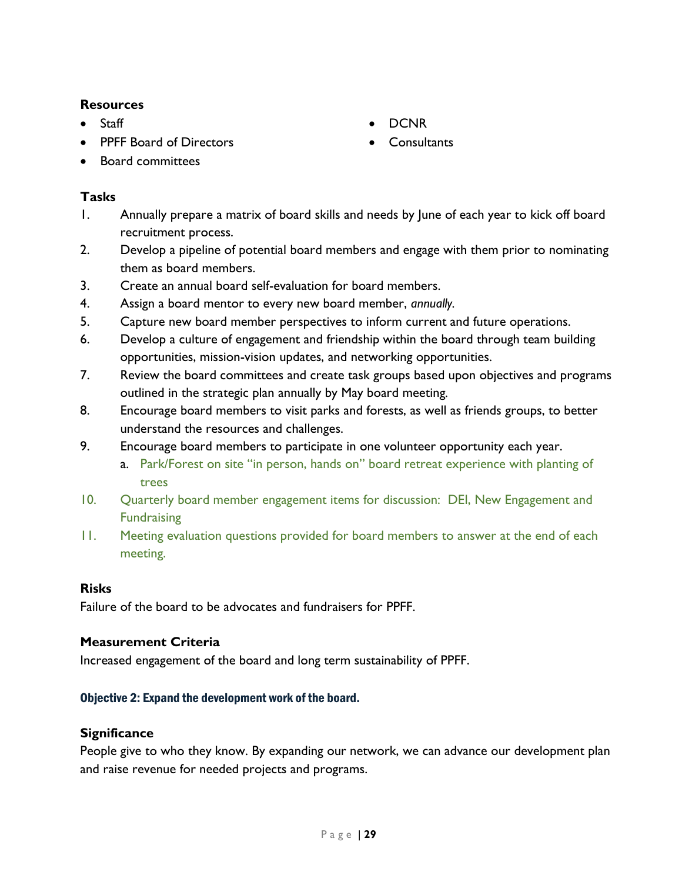**Resources**

- Staff
- PPFF Board of Directors
- Board committees
- DCNR
- Consultants

**Tasks**

1. Annually prepare a matrix of board skills and needs by June of each year to kick off board recruitment process.
2. Develop a pipeline of potential board members and engage with them prior to nominating them as board members.
3. Create an annual board self-evaluation for board members.
4. Assign a board mentor to every new board member, *annually.*
5. Capture new board member perspectives to inform current and future operations.
6. Develop a culture of engagement and friendship within the board through team building opportunities, mission-vision updates, and networking opportunities.
7. Review the board committees and create task groups based upon objectives and programs outlined in the strategic plan annually by May board meeting.
8. Encourage board members to visit parks and forests, as well as friends groups, to better understand the resources and challenges.
9. Encourage board members to participate in one volunteer opportunity each year.
   a. Park/Forest on site "in person, hands on" board retreat experience with planting of trees
10. Quarterly board member engagement items for discussion: DEI, New Engagement and Fundraising
11. Meeting evaluation questions provided for board members to answer at the end of each meeting.

**Risks**

Failure of the board to be advocates and fundraisers for PPFF.

**Measurement Criteria**

Increased engagement of the board and long term sustainability of PPFF.

#### Objective 2: Expand the development work of the board.

**Significance**

People give to who they know. By expanding our network, we can advance our development plan and raise revenue for needed projects and programs.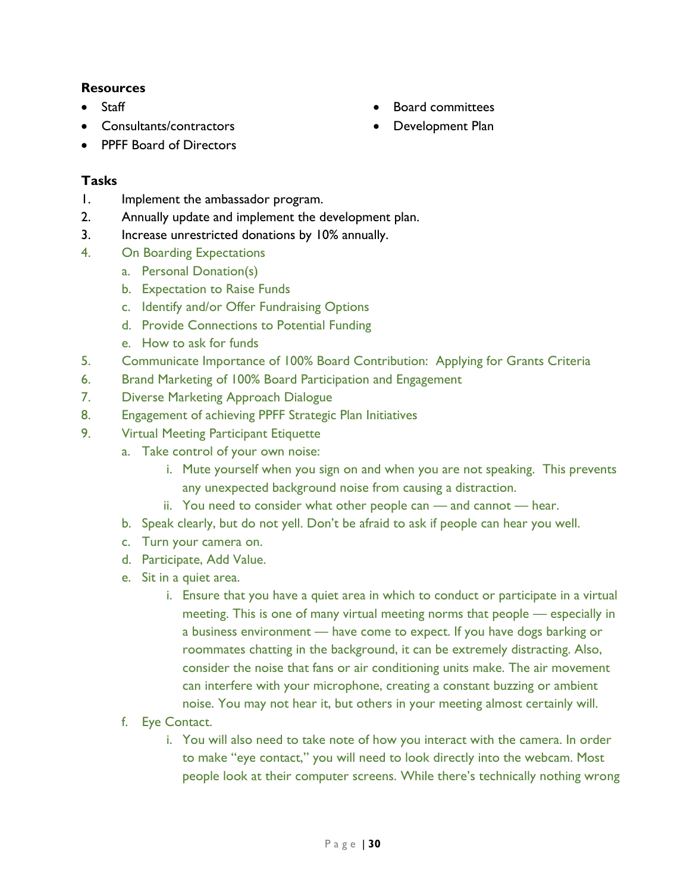**Resources**

- Staff
- Consultants/contractors
- PPFF Board of Directors
- Board committees
- Development Plan

**Tasks**

1. Implement the ambassador program.
2. Annually update and implement the development plan.
3. Increase unrestricted donations by 10% annually.
4. On Boarding Expectations
   a. Personal Donation(s)
   b. Expectation to Raise Funds
   c. Identify and/or Offer Fundraising Options
   d. Provide Connections to Potential Funding
   e. How to ask for funds
5. Communicate Importance of 100% Board Contribution:  Applying for Grants Criteria
6. Brand Marketing of 100% Board Participation and Engagement
7. Diverse Marketing Approach Dialogue
8. Engagement of achieving PPFF Strategic Plan Initiatives
9. Virtual Meeting Participant Etiquette
   a. Take control of your own noise:
      i. Mute yourself when you sign on and when you are not speaking.  This prevents any unexpected background noise from causing a distraction.
      ii. You need to consider what other people can — and cannot — hear.
   b. Speak clearly, but do not yell. Don't be afraid to ask if people can hear you well.
   c. Turn your camera on.
   d. Participate, Add Value.
   e. Sit in a quiet area.
      i. Ensure that you have a quiet area in which to conduct or participate in a virtual meeting. This is one of many virtual meeting norms that people — especially in a business environment — have come to expect. If you have dogs barking or roommates chatting in the background, it can be extremely distracting. Also, consider the noise that fans or air conditioning units make. The air movement can interfere with your microphone, creating a constant buzzing or ambient noise. You may not hear it, but others in your meeting almost certainly will.
   f. Eye Contact.
      i. You will also need to take note of how you interact with the camera. In order to make "eye contact," you will need to look directly into the webcam. Most people look at their computer screens. While there's technically nothing wrong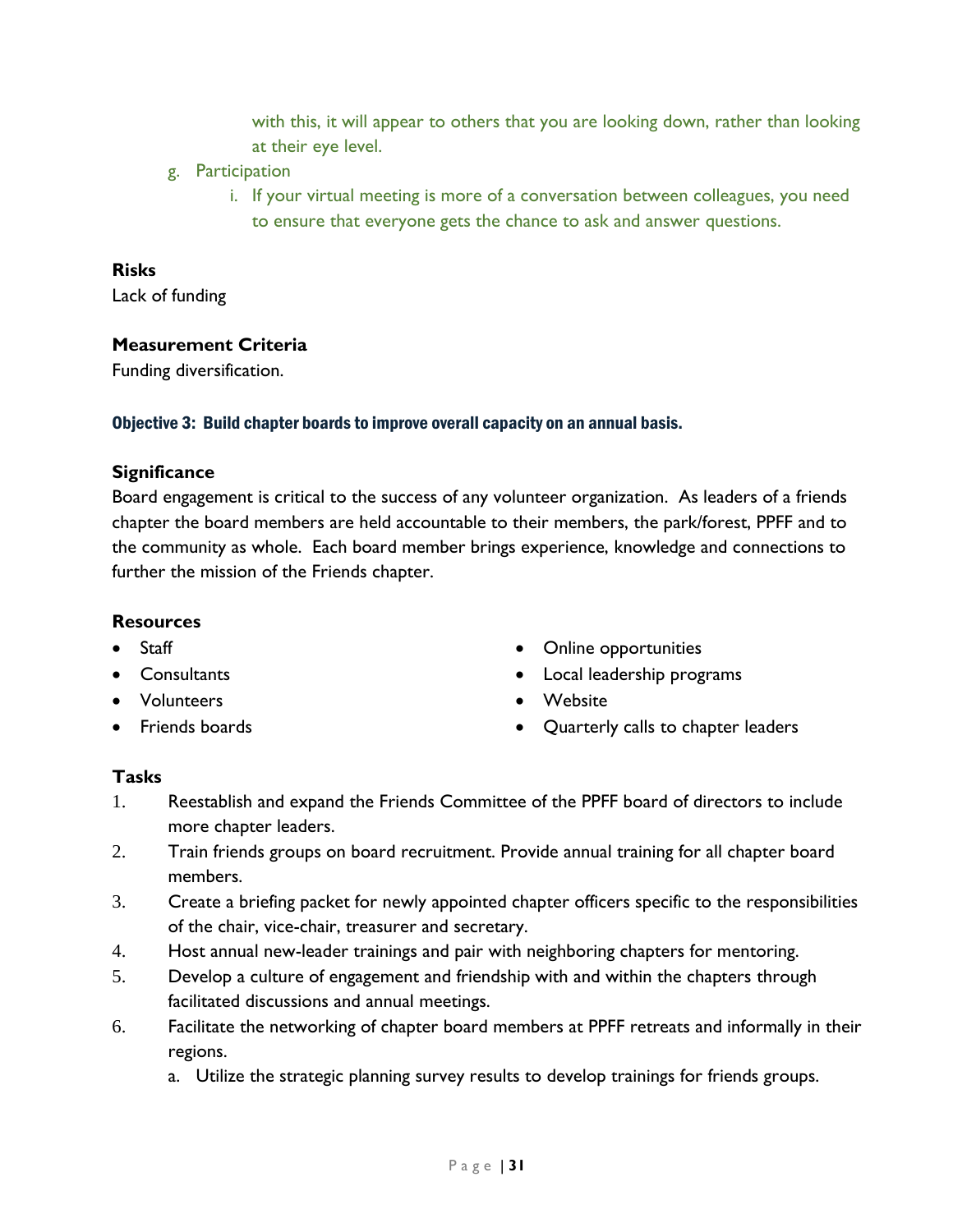with this, it will appear to others that you are looking down, rather than looking at their eye level.

g. Participation
    i. If your virtual meeting is more of a conversation between colleagues, you need to ensure that everyone gets the chance to ask and answer questions.

**Risks**

Lack of funding

**Measurement Criteria**

Funding diversification.

### Objective 3: Build chapter boards to improve overall capacity on an annual basis.

**Significance**

Board engagement is critical to the success of any volunteer organization. As leaders of a friends chapter the board members are held accountable to their members, the park/forest, PPFF and to the community as whole. Each board member brings experience, knowledge and connections to further the mission of the Friends chapter.

**Resources**

- Staff
- Consultants
- Volunteers
- Friends boards
- Online opportunities
- Local leadership programs
- Website
- Quarterly calls to chapter leaders

**Tasks**

1. Reestablish and expand the Friends Committee of the PPFF board of directors to include more chapter leaders.
2. Train friends groups on board recruitment. Provide annual training for all chapter board members.
3. Create a briefing packet for newly appointed chapter officers specific to the responsibilities of the chair, vice-chair, treasurer and secretary.
4. Host annual new-leader trainings and pair with neighboring chapters for mentoring.
5. Develop a culture of engagement and friendship with and within the chapters through facilitated discussions and annual meetings.
6. Facilitate the networking of chapter board members at PPFF retreats and informally in their regions.
    a. Utilize the strategic planning survey results to develop trainings for friends groups.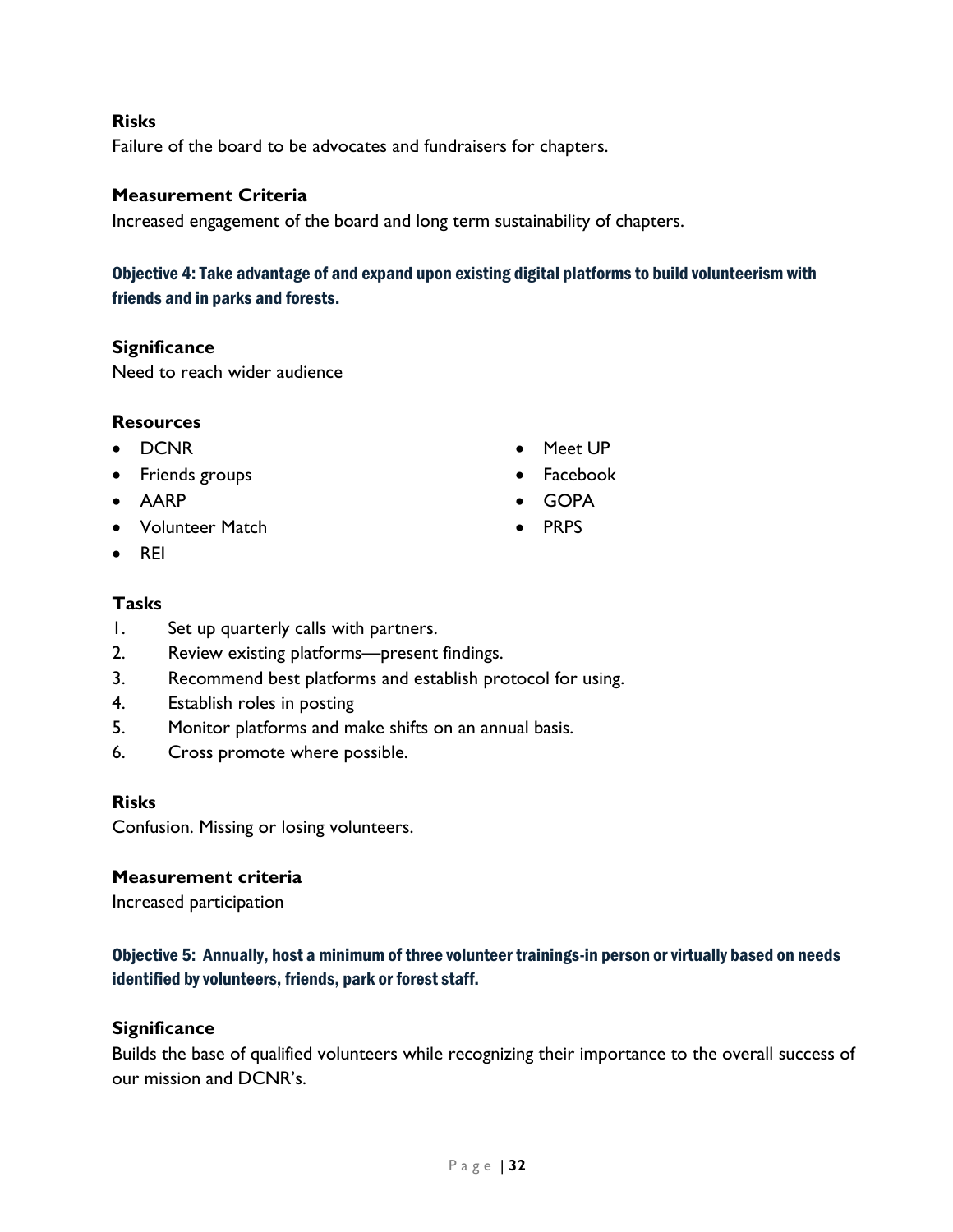**Risks**

Failure of the board to be advocates and fundraisers for chapters.

**Measurement Criteria**

Increased engagement of the board and long term sustainability of chapters.

### Objective 4: Take advantage of and expand upon existing digital platforms to build volunteerism with friends and in parks and forests.

**Significance**

Need to reach wider audience

**Resources**

- DCNR
- Friends groups
- AARP
- Volunteer Match
- REI
- Meet UP
- Facebook
- GOPA
- PRPS

**Tasks**

1. Set up quarterly calls with partners.
2. Review existing platforms—present findings.
3. Recommend best platforms and establish protocol for using.
4. Establish roles in posting
5. Monitor platforms and make shifts on an annual basis.
6. Cross promote where possible.

**Risks**

Confusion. Missing or losing volunteers.

**Measurement criteria**

Increased participation

### Objective 5: Annually, host a minimum of three volunteer trainings-in person or virtually based on needs identified by volunteers, friends, park or forest staff.

**Significance**

Builds the base of qualified volunteers while recognizing their importance to the overall success of our mission and DCNR's.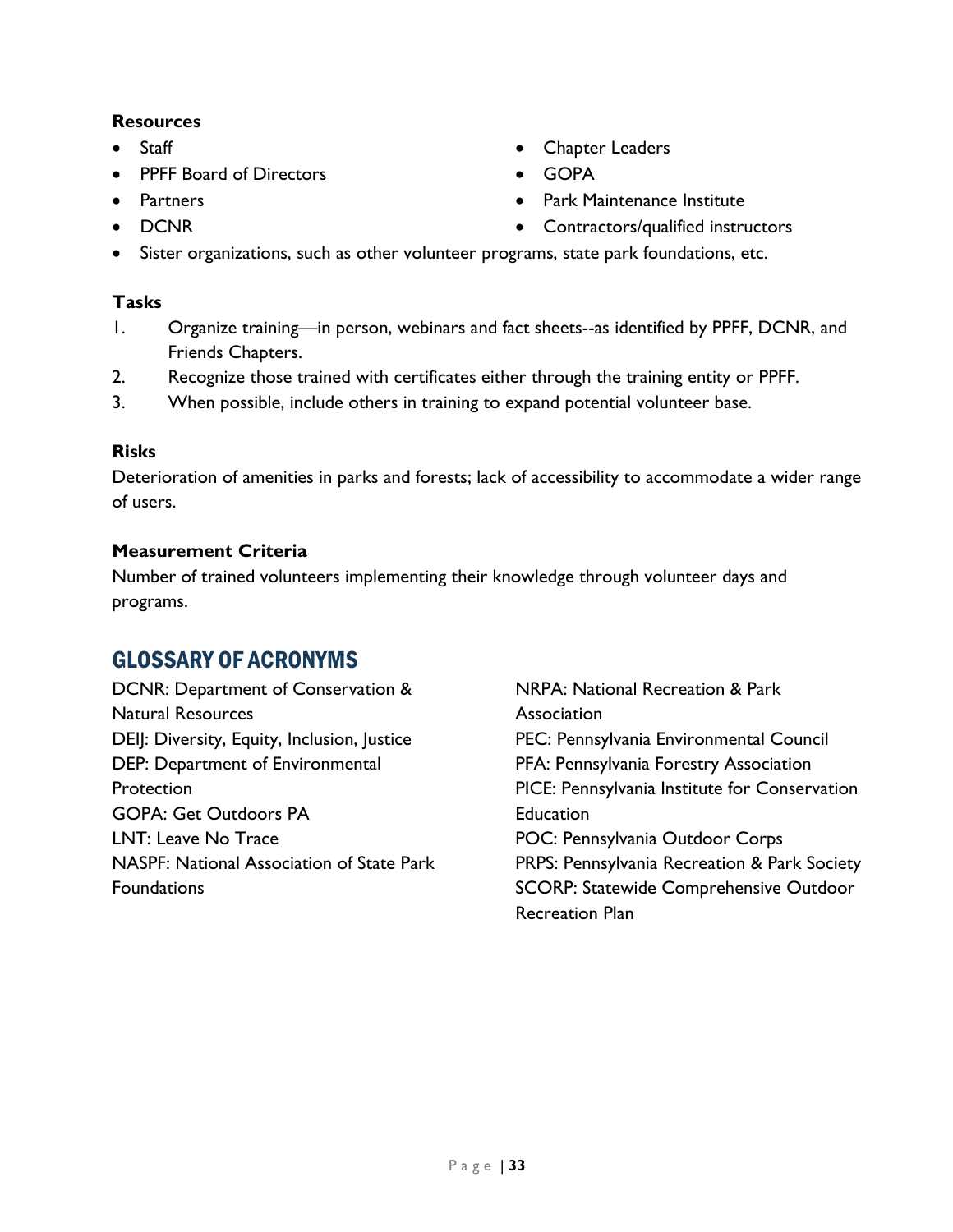**Resources**

- Staff
- PPFF Board of Directors
- Partners
- DCNR
- Chapter Leaders
- GOPA
- Park Maintenance Institute
- Contractors/qualified instructors
- Sister organizations, such as other volunteer programs, state park foundations, etc.

**Tasks**

1. Organize training—in person, webinars and fact sheets--as identified by PPFF, DCNR, and Friends Chapters.
2. Recognize those trained with certificates either through the training entity or PPFF.
3. When possible, include others in training to expand potential volunteer base.

**Risks**

Deterioration of amenities in parks and forests; lack of accessibility to accommodate a wider range of users.

**Measurement Criteria**

Number of trained volunteers implementing their knowledge through volunteer days and programs.

## GLOSSARY OF ACRONYMS

DCNR: Department of Conservation & Natural Resources
DEIJ: Diversity, Equity, Inclusion, Justice
DEP: Department of Environmental Protection
GOPA: Get Outdoors PA
LNT: Leave No Trace
NASPF: National Association of State Park Foundations
NRPA: National Recreation & Park Association
PEC: Pennsylvania Environmental Council
PFA: Pennsylvania Forestry Association
PICE: Pennsylvania Institute for Conservation Education
POC: Pennsylvania Outdoor Corps
PRPS: Pennsylvania Recreation & Park Society
SCORP: Statewide Comprehensive Outdoor Recreation Plan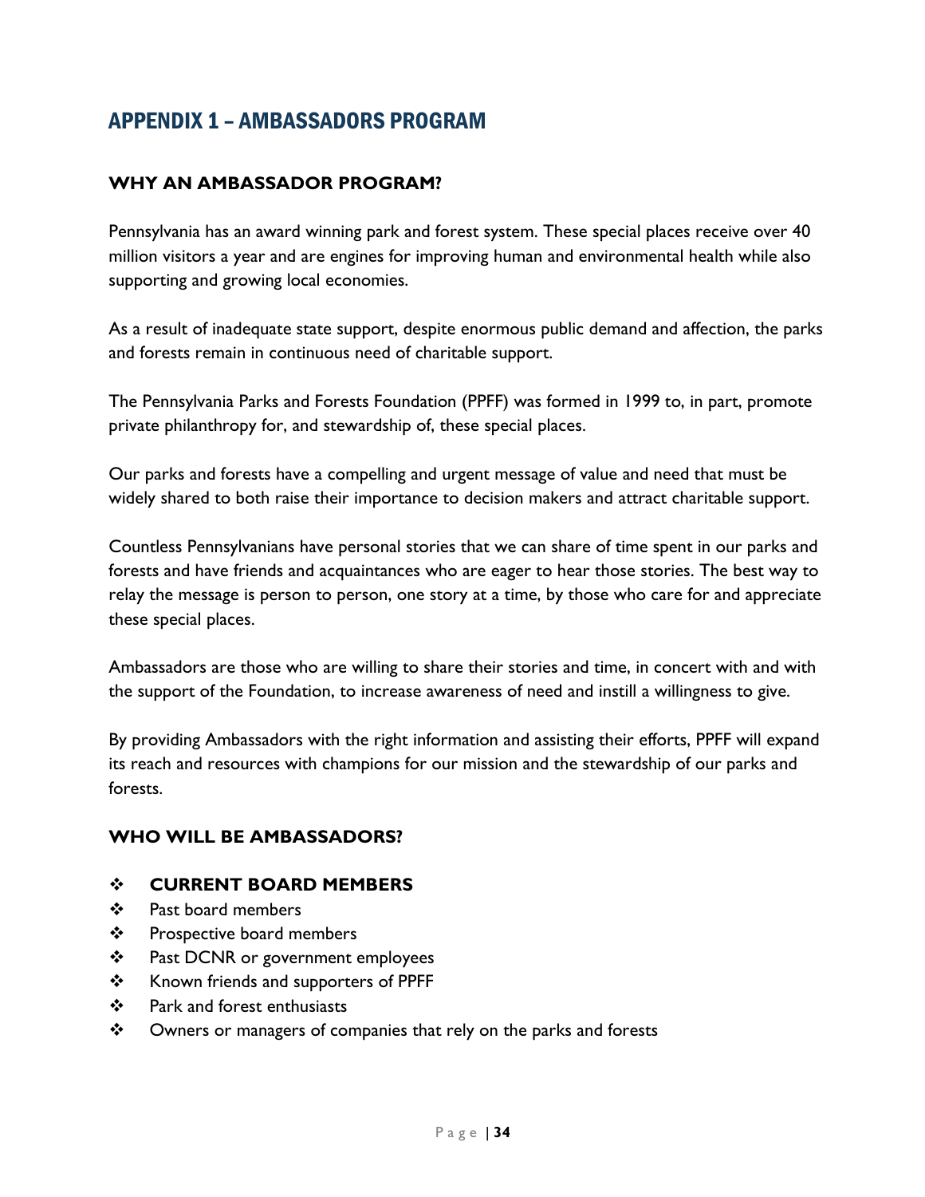# APPENDIX 1 – AMBASSADORS PROGRAM

### WHY AN AMBASSADOR PROGRAM?

Pennsylvania has an award winning park and forest system. These special places receive over 40 million visitors a year and are engines for improving human and environmental health while also supporting and growing local economies.

As a result of inadequate state support, despite enormous public demand and affection, the parks and forests remain in continuous need of charitable support.

The Pennsylvania Parks and Forests Foundation (PPFF) was formed in 1999 to, in part, promote private philanthropy for, and stewardship of, these special places.

Our parks and forests have a compelling and urgent message of value and need that must be widely shared to both raise their importance to decision makers and attract charitable support.

Countless Pennsylvanians have personal stories that we can share of time spent in our parks and forests and have friends and acquaintances who are eager to hear those stories. The best way to relay the message is person to person, one story at a time, by those who care for and appreciate these special places.

Ambassadors are those who are willing to share their stories and time, in concert with and with the support of the Foundation, to increase awareness of need and instill a willingness to give.

By providing Ambassadors with the right information and assisting their efforts, PPFF will expand its reach and resources with champions for our mission and the stewardship of our parks and forests.

### WHO WILL BE AMBASSADORS?

- **CURRENT BOARD MEMBERS**
- Past board members
- Prospective board members
- Past DCNR or government employees
- Known friends and supporters of PPFF
- Park and forest enthusiasts
- Owners or managers of companies that rely on the parks and forests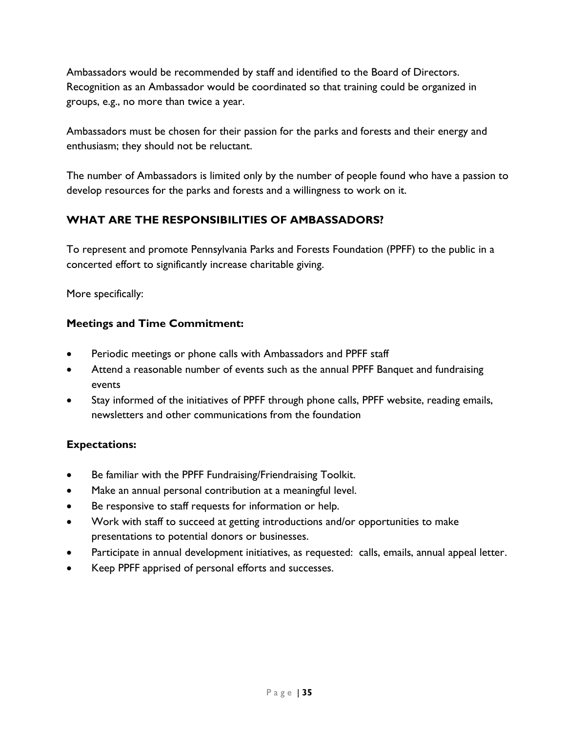Ambassadors would be recommended by staff and identified to the Board of Directors. Recognition as an Ambassador would be coordinated so that training could be organized in groups, e.g., no more than twice a year.

Ambassadors must be chosen for their passion for the parks and forests and their energy and enthusiasm; they should not be reluctant.

The number of Ambassadors is limited only by the number of people found who have a passion to develop resources for the parks and forests and a willingness to work on it.

## WHAT ARE THE RESPONSIBILITIES OF AMBASSADORS?

To represent and promote Pennsylvania Parks and Forests Foundation (PPFF) to the public in a concerted effort to significantly increase charitable giving.

More specifically:

### Meetings and Time Commitment:

- Periodic meetings or phone calls with Ambassadors and PPFF staff
- Attend a reasonable number of events such as the annual PPFF Banquet and fundraising events
- Stay informed of the initiatives of PPFF through phone calls, PPFF website, reading emails, newsletters and other communications from the foundation

### Expectations:

- Be familiar with the PPFF Fundraising/Friendraising Toolkit.
- Make an annual personal contribution at a meaningful level.
- Be responsive to staff requests for information or help.
- Work with staff to succeed at getting introductions and/or opportunities to make presentations to potential donors or businesses.
- Participate in annual development initiatives, as requested: calls, emails, annual appeal letter.
- Keep PPFF apprised of personal efforts and successes.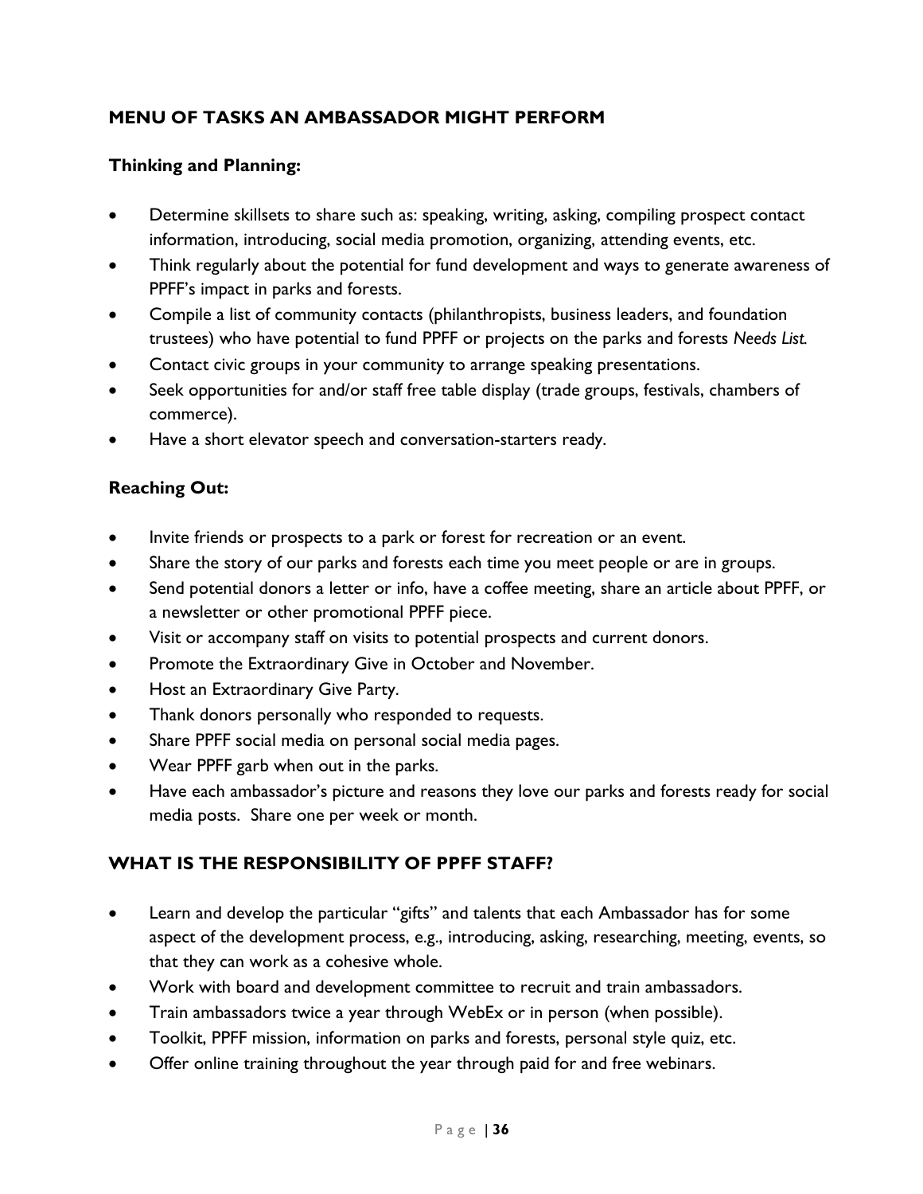## MENU OF TASKS AN AMBASSADOR MIGHT PERFORM

### Thinking and Planning:

- Determine skillsets to share such as: speaking, writing, asking, compiling prospect contact information, introducing, social media promotion, organizing, attending events, etc.
- Think regularly about the potential for fund development and ways to generate awareness of PPFF's impact in parks and forests.
- Compile a list of community contacts (philanthropists, business leaders, and foundation trustees) who have potential to fund PPFF or projects on the parks and forests *Needs List.*
- Contact civic groups in your community to arrange speaking presentations.
- Seek opportunities for and/or staff free table display (trade groups, festivals, chambers of commerce).
- Have a short elevator speech and conversation-starters ready.

### Reaching Out:

- Invite friends or prospects to a park or forest for recreation or an event.
- Share the story of our parks and forests each time you meet people or are in groups.
- Send potential donors a letter or info, have a coffee meeting, share an article about PPFF, or a newsletter or other promotional PPFF piece.
- Visit or accompany staff on visits to potential prospects and current donors.
- Promote the Extraordinary Give in October and November.
- Host an Extraordinary Give Party.
- Thank donors personally who responded to requests.
- Share PPFF social media on personal social media pages.
- Wear PPFF garb when out in the parks.
- Have each ambassador's picture and reasons they love our parks and forests ready for social media posts. Share one per week or month.

## WHAT IS THE RESPONSIBILITY OF PPFF STAFF?

- Learn and develop the particular "gifts" and talents that each Ambassador has for some aspect of the development process, e.g., introducing, asking, researching, meeting, events, so that they can work as a cohesive whole.
- Work with board and development committee to recruit and train ambassadors.
- Train ambassadors twice a year through WebEx or in person (when possible).
- Toolkit, PPFF mission, information on parks and forests, personal style quiz, etc.
- Offer online training throughout the year through paid for and free webinars.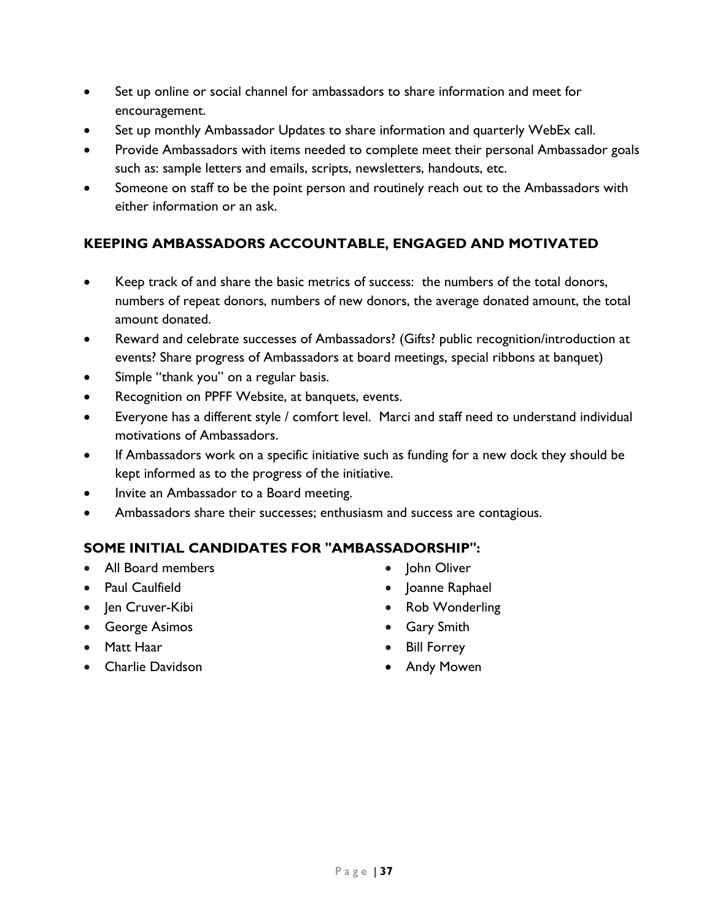- Set up online or social channel for ambassadors to share information and meet for encouragement.
- Set up monthly Ambassador Updates to share information and quarterly WebEx call.
- Provide Ambassadors with items needed to complete meet their personal Ambassador goals such as: sample letters and emails, scripts, newsletters, handouts, etc.
- Someone on staff to be the point person and routinely reach out to the Ambassadors with either information or an ask.

### KEEPING AMBASSADORS ACCOUNTABLE, ENGAGED AND MOTIVATED

- Keep track of and share the basic metrics of success: the numbers of the total donors, numbers of repeat donors, numbers of new donors, the average donated amount, the total amount donated.
- Reward and celebrate successes of Ambassadors? (Gifts? public recognition/introduction at events? Share progress of Ambassadors at board meetings, special ribbons at banquet)
- Simple "thank you" on a regular basis.
- Recognition on PPFF Website, at banquets, events.
- Everyone has a different style / comfort level. Marci and staff need to understand individual motivations of Ambassadors.
- If Ambassadors work on a specific initiative such as funding for a new dock they should be kept informed as to the progress of the initiative.
- Invite an Ambassador to a Board meeting.
- Ambassadors share their successes; enthusiasm and success are contagious.

### SOME INITIAL CANDIDATES FOR "AMBASSADORSHIP":

- All Board members
- Paul Caulfield
- Jen Cruver-Kibi
- George Asimos
- Matt Haar
- Charlie Davidson
- John Oliver
- Joanne Raphael
- Rob Wonderling
- Gary Smith
- Bill Forrey
- Andy Mowen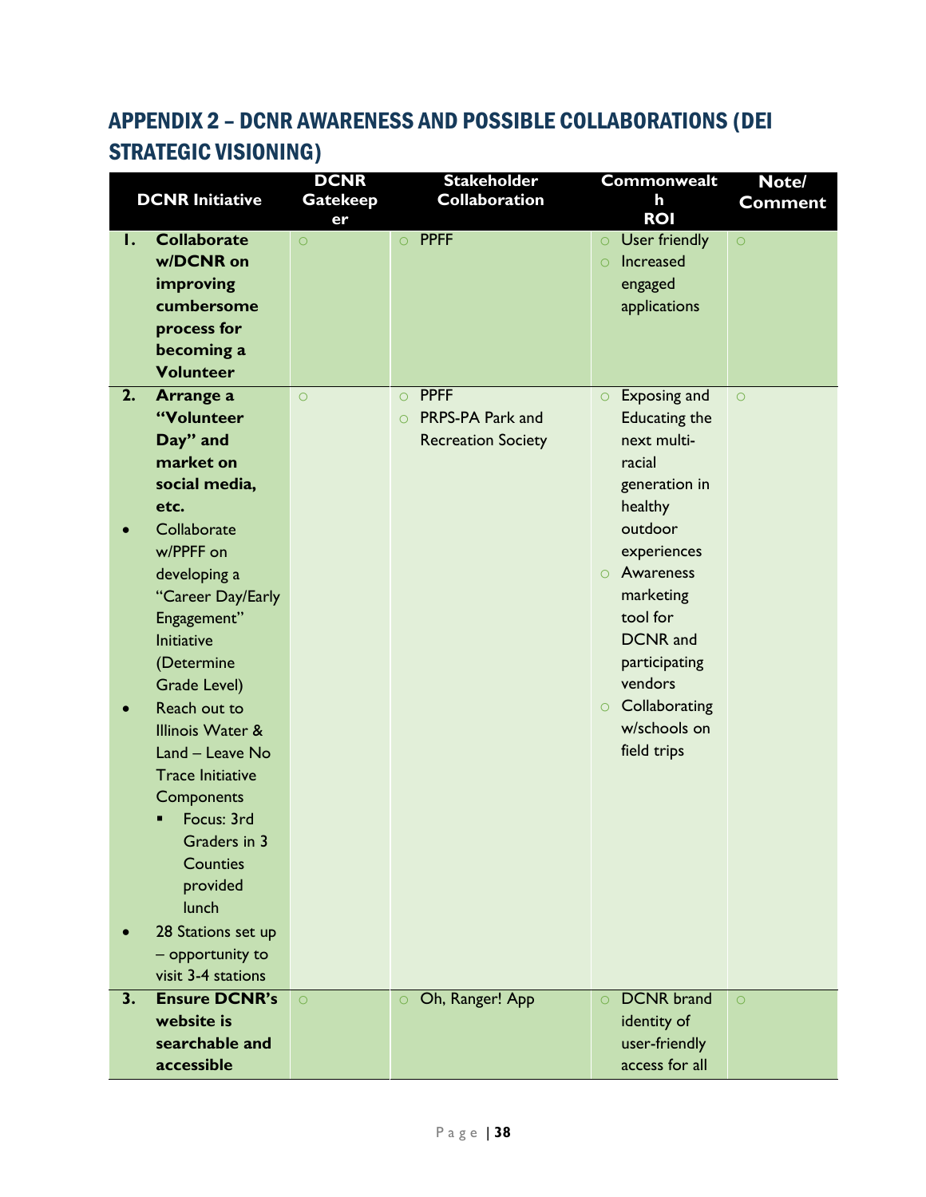## APPENDIX 2 – DCNR AWARENESS AND POSSIBLE COLLABORATIONS (DEI STRATEGIC VISIONING)

| DCNR Initiative | DCNR Gatekeeper | Stakeholder Collaboration | Commonwealth ROI | Note/ Comment |
|---|---|---|---|---|
| **1. Collaborate w/DCNR on improving cumbersome process for becoming a Volunteer** | ○ | ○ PPFF | ○ User friendly<br>○ Increased engaged applications | ○ |
| **2. Arrange a "Volunteer Day" and market on social media, etc.**<br>• Collaborate w/PPFF on developing a "Career Day/Early Engagement" Initiative (Determine Grade Level)<br>• Reach out to Illinois Water & Land – Leave No Trace Initiative Components<br>▪ Focus: 3rd Graders in 3 Counties provided lunch<br>• 28 Stations set up – opportunity to visit 3-4 stations | ○ | ○ PPFF<br>○ PRPS-PA Park and Recreation Society | ○ Exposing and Educating the next multi-racial generation in healthy outdoor experiences<br>○ Awareness marketing tool for DCNR and participating vendors<br>○ Collaborating w/schools on field trips | ○ |
| **3. Ensure DCNR's website is searchable and accessible** | ○ | ○ Oh, Ranger! App | ○ DCNR brand identity of user-friendly access for all | ○ |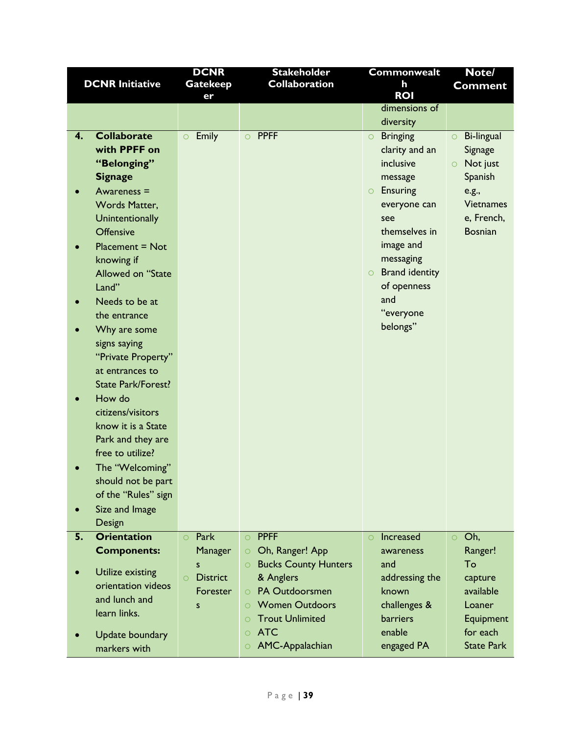| DCNR Initiative | DCNR Gatekeeper | Stakeholder Collaboration | Commonwealth ROI | Note/ Comment |
|---|---|---|---|---|
| | | | dimensions of diversity | |
| **4. Collaborate with PPFF on "Belonging" Signage**<br>• Awareness = Words Matter, Unintentionally Offensive<br>• Placement = Not knowing if Allowed on "State Land"<br>• Needs to be at the entrance<br>• Why are some signs saying "Private Property" at entrances to State Park/Forest?<br>• How do citizens/visitors know it is a State Park and they are free to utilize?<br>• The "Welcoming" should not be part of the "Rules" sign<br>• Size and Image Design | ○ Emily | ○ PPFF | ○ Bringing clarity and an inclusive message<br>○ Ensuring everyone can see themselves in image and messaging<br>○ Brand identity of openness and "everyone belongs" | ○ Bi-lingual Signage<br>○ Not just Spanish e.g., Vietnamese, French, Bosnian |
| **5. Orientation Components:**<br>• Utilize existing orientation videos and lunch and learn links.<br>• Update boundary markers with | ○ Park Managers<br>○ District Foresters | ○ PPFF<br>○ Oh, Ranger! App<br>○ Bucks County Hunters & Anglers<br>○ PA Outdoorsmen<br>○ Women Outdoors<br>○ Trout Unlimited<br>○ ATC<br>○ AMC-Appalachian | ○ Increased awareness and addressing the known challenges & barriers enable engaged PA | ○ Oh, Ranger! To capture available Loaner Equipment for each State Park |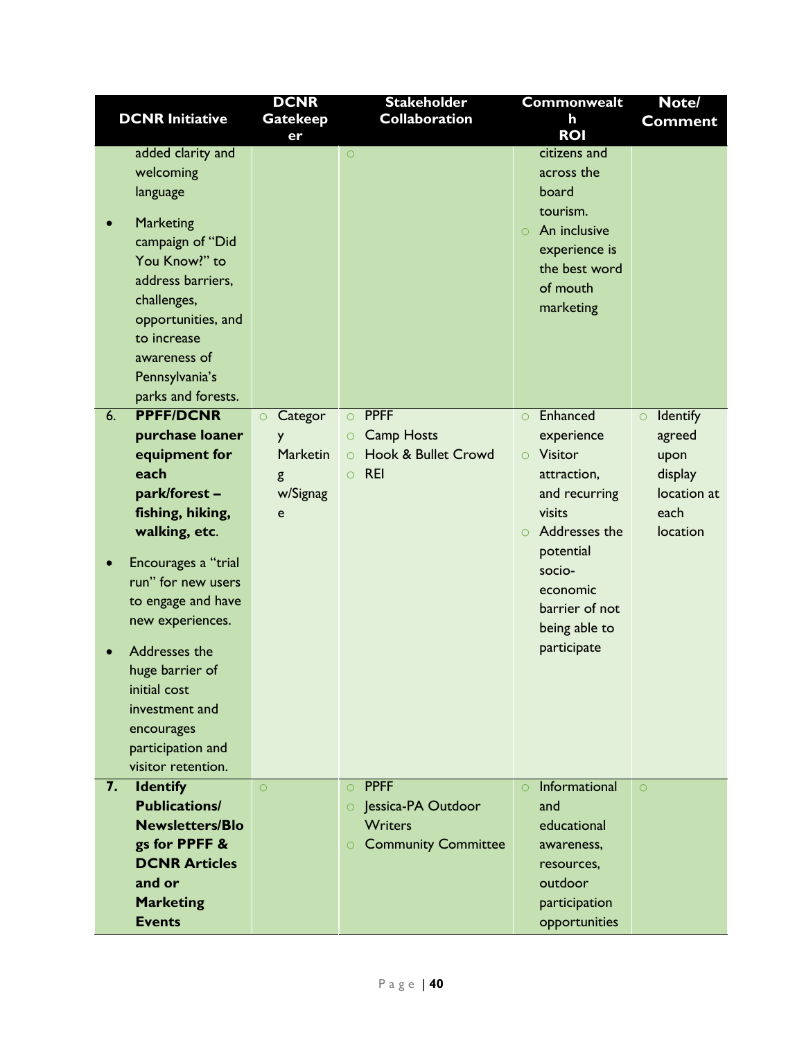| DCNR Initiative | DCNR Gatekeeper | Stakeholder Collaboration | Commonwealth ROI | Note/ Comment |
|---|---|---|---|---|
| added clarity and welcoming language<br><br>• Marketing campaign of "Did You Know?" to address barriers, challenges, opportunities, and to increase awareness of Pennsylvania's parks and forests. | | ○ | citizens and across the board tourism.<br>○ An inclusive experience is the best word of mouth marketing | |
| 6. **PPFF/DCNR purchase loaner equipment for each park/forest – fishing, hiking, walking, etc.**<br><br>• Encourages a "trial run" for new users to engage and have new experiences.<br><br>• Addresses the huge barrier of initial cost investment and encourages participation and visitor retention. | ○ Category Marketing w/Signage | ○ PPFF<br>○ Camp Hosts<br>○ Hook & Bullet Crowd<br>○ REI | ○ Enhanced experience<br>○ Visitor attraction, and recurring visits<br>○ Addresses the potential socio-economic barrier of not being able to participate | ○ Identify agreed upon display location at each location |
| 7. **Identify Publications/ Newsletters/Blogs for PPFF & DCNR Articles and or Marketing Events** | ○ | ○ PPFF<br>○ Jessica-PA Outdoor Writers<br>○ Community Committee | ○ Informational and educational awareness, resources, outdoor participation opportunities | ○ |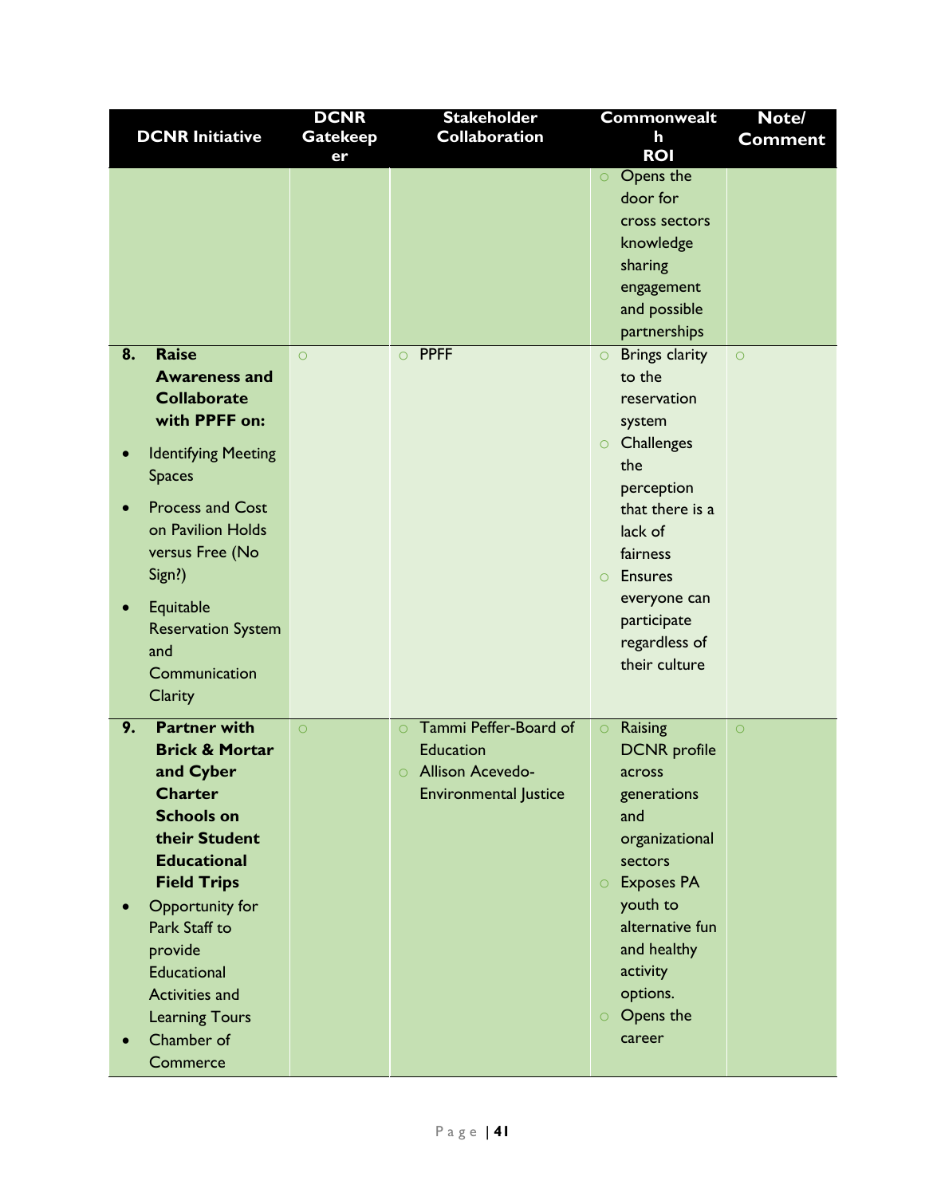| DCNR Initiative | DCNR Gatekeeper | Stakeholder Collaboration | Commonwealth ROI | Note/ Comment |
|---|---|---|---|---|
| | | | ○ Opens the door for cross sectors knowledge sharing engagement and possible partnerships | |
| **8. Raise Awareness and Collaborate with PPFF on:** <br>• Identifying Meeting Spaces <br>• Process and Cost on Pavilion Holds versus Free (No Sign?) <br>• Equitable Reservation System and Communication Clarity | ○ | ○ PPFF | ○ Brings clarity to the reservation system <br>○ Challenges the perception that there is a lack of fairness <br>○ Ensures everyone can participate regardless of their culture | ○ |
| **9. Partner with Brick & Mortar and Cyber Charter Schools on their Student Educational Field Trips** <br>• Opportunity for Park Staff to provide Educational Activities and Learning Tours <br>• Chamber of Commerce | ○ | ○ Tammi Peffer-Board of Education <br>○ Allison Acevedo-Environmental Justice | ○ Raising DCNR profile across generations and organizational sectors <br>○ Exposes PA youth to alternative fun and healthy activity options. <br>○ Opens the career | ○ |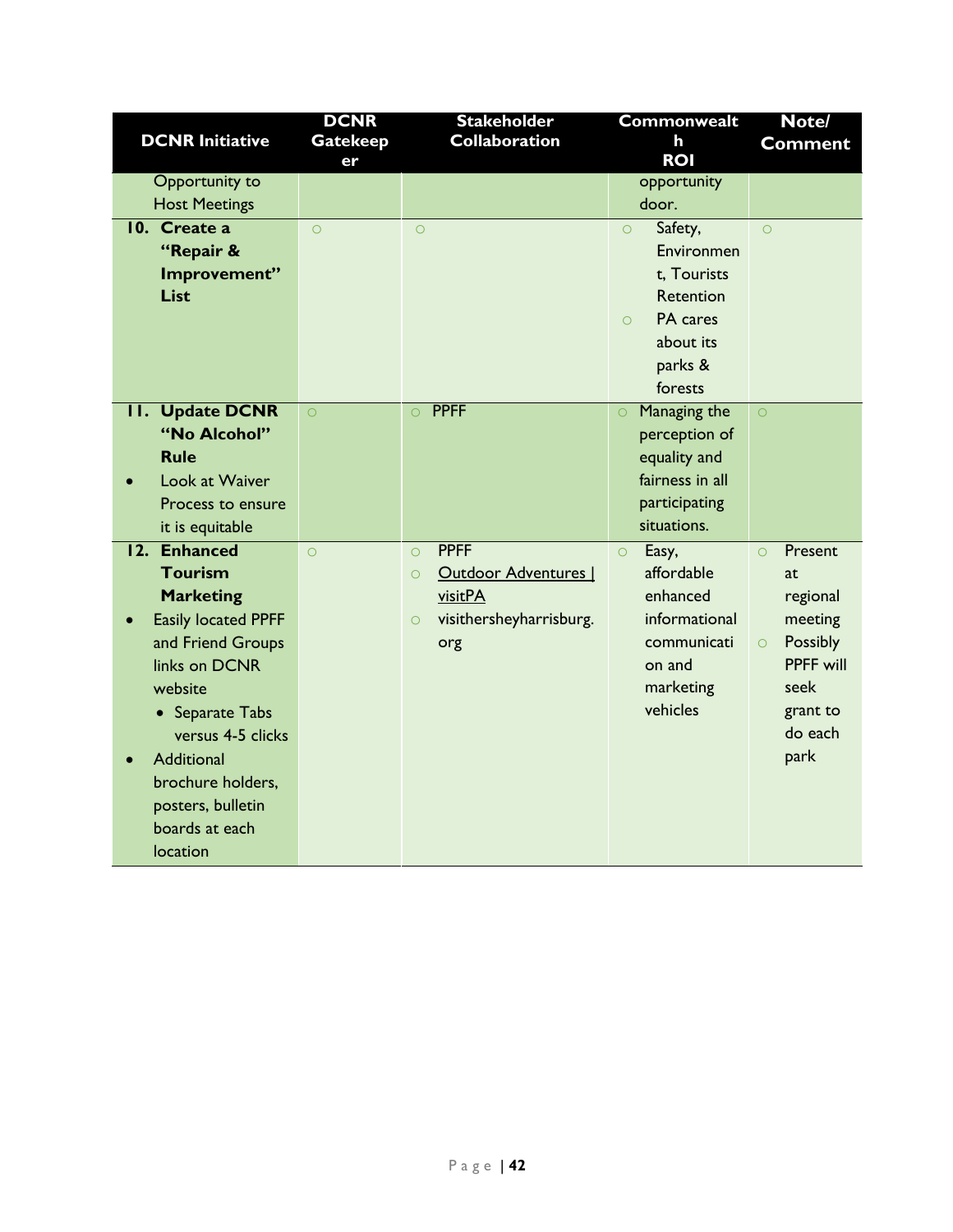| DCNR Initiative | DCNR Gatekeeper | Stakeholder Collaboration | Commonwealth ROI | Note/ Comment |
|---|---|---|---|---|
| Opportunity to Host Meetings | | | opportunity door. | |
| **10. Create a "Repair & Improvement" List** | ○ | ○ | ○ Safety, Environment, Tourists Retention<br>○ PA cares about its parks & forests | ○ |
| **11. Update DCNR "No Alcohol" Rule**<br>• Look at Waiver Process to ensure it is equitable | ○ | ○ PPFF | ○ Managing the perception of equality and fairness in all participating situations. | ○ |
| **12. Enhanced Tourism Marketing**<br>• Easily located PPFF and Friend Groups links on DCNR website<br>  • Separate Tabs versus 4-5 clicks<br>• Additional brochure holders, posters, bulletin boards at each location | ○ | ○ PPFF<br>○ Outdoor Adventures \| visitPA<br>○ visithersheyharrisburg.org | ○ Easy, affordable enhanced informational communication and marketing vehicles | ○ Present at regional meeting<br>○ Possibly PPFF will seek grant to do each park |